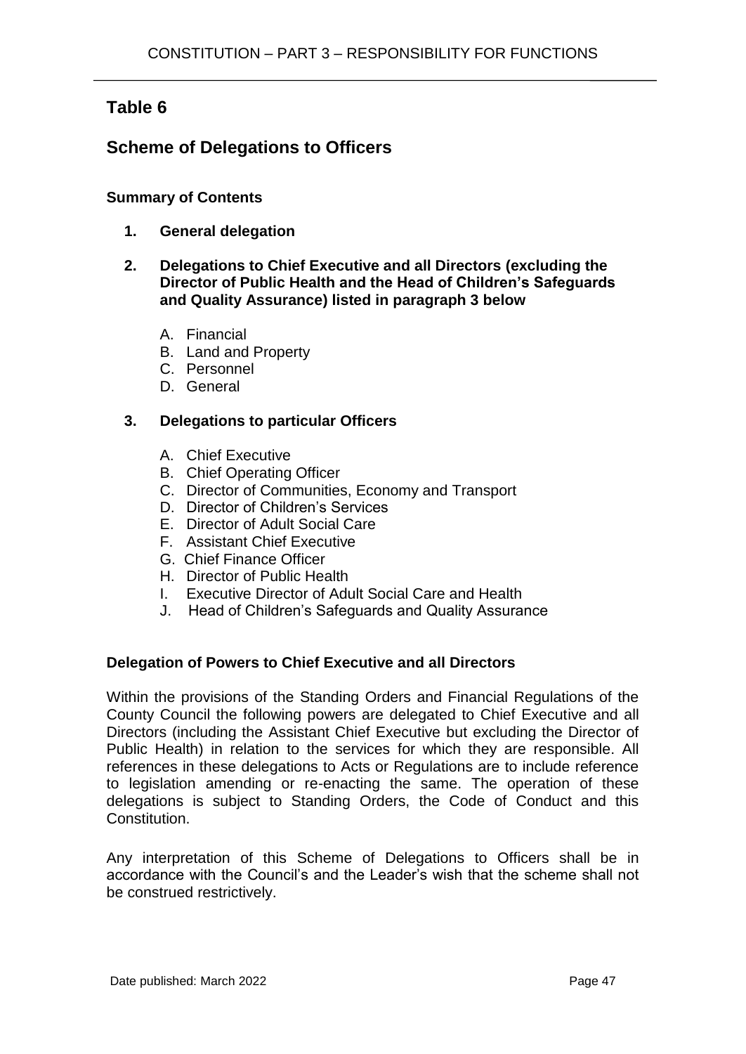## Table 6

## Scheme of Delegations to Officers

**Summary of Contents**

1. **General delegation**

2. **Delegations to Chief Executive and all Directors (excluding the Director of Public Health and the Head of Children's Safeguards and Quality Assurance) listed in paragraph 3 below**

   A. Financial
   B. Land and Property
   C. Personnel
   D. General

3. **Delegations to particular Officers**

   A. Chief Executive
   B. Chief Operating Officer
   C. Director of Communities, Economy and Transport
   D. Director of Children's Services
   E. Director of Adult Social Care
   F. Assistant Chief Executive
   G. Chief Finance Officer
   H. Director of Public Health
   I. Executive Director of Adult Social Care and Health
   J. Head of Children's Safeguards and Quality Assurance

**Delegation of Powers to Chief Executive and all Directors**

Within the provisions of the Standing Orders and Financial Regulations of the County Council the following powers are delegated to Chief Executive and all Directors (including the Assistant Chief Executive but excluding the Director of Public Health) in relation to the services for which they are responsible. All references in these delegations to Acts or Regulations are to include reference to legislation amending or re-enacting the same. The operation of these delegations is subject to Standing Orders, the Code of Conduct and this Constitution.

Any interpretation of this Scheme of Delegations to Officers shall be in accordance with the Council's and the Leader's wish that the scheme shall not be construed restrictively.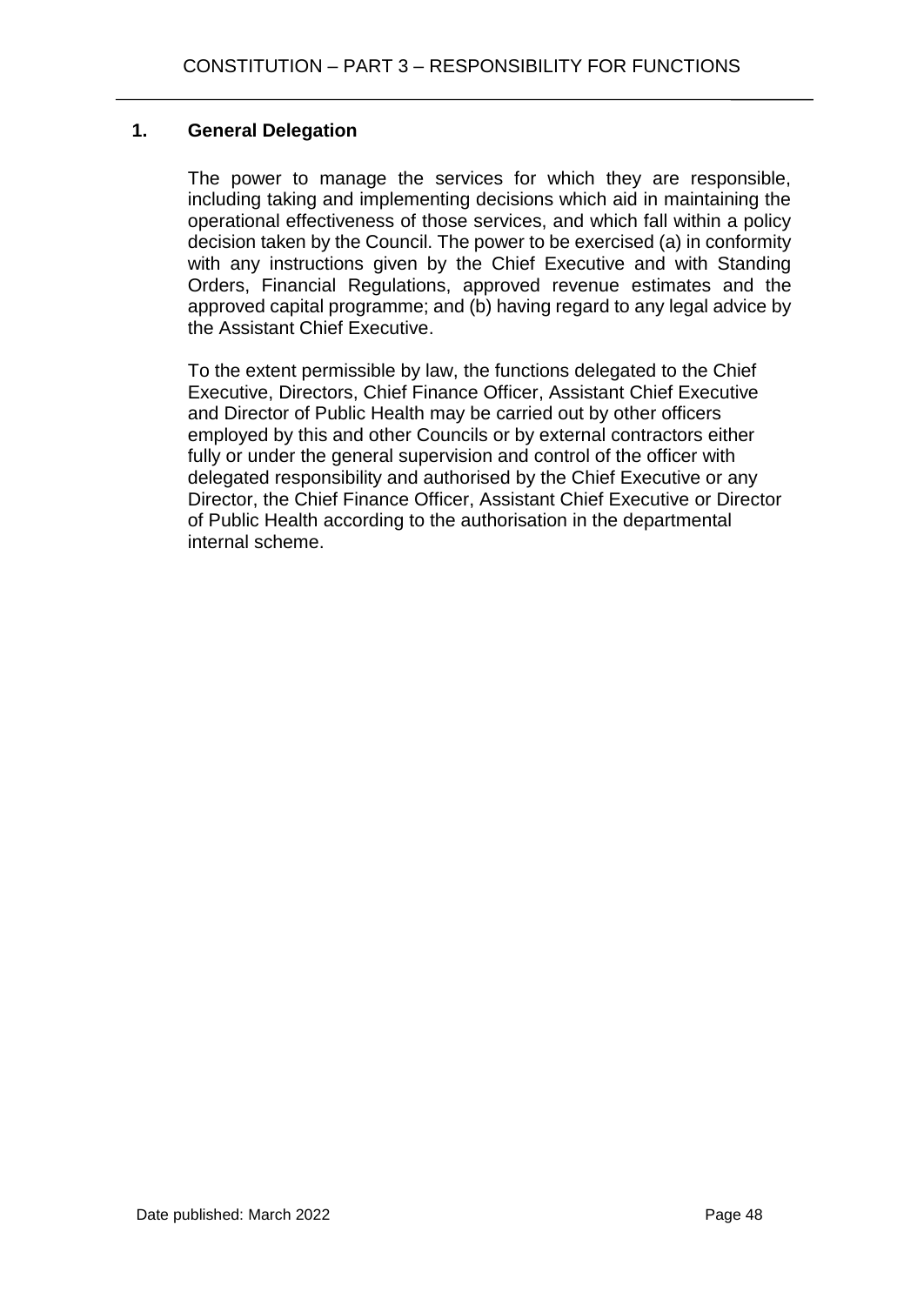## 1. General Delegation

The power to manage the services for which they are responsible, including taking and implementing decisions which aid in maintaining the operational effectiveness of those services, and which fall within a policy decision taken by the Council. The power to be exercised (a) in conformity with any instructions given by the Chief Executive and with Standing Orders, Financial Regulations, approved revenue estimates and the approved capital programme; and (b) having regard to any legal advice by the Assistant Chief Executive.

To the extent permissible by law, the functions delegated to the Chief Executive, Directors, Chief Finance Officer, Assistant Chief Executive and Director of Public Health may be carried out by other officers employed by this and other Councils or by external contractors either fully or under the general supervision and control of the officer with delegated responsibility and authorised by the Chief Executive or any Director, the Chief Finance Officer, Assistant Chief Executive or Director of Public Health according to the authorisation in the departmental internal scheme.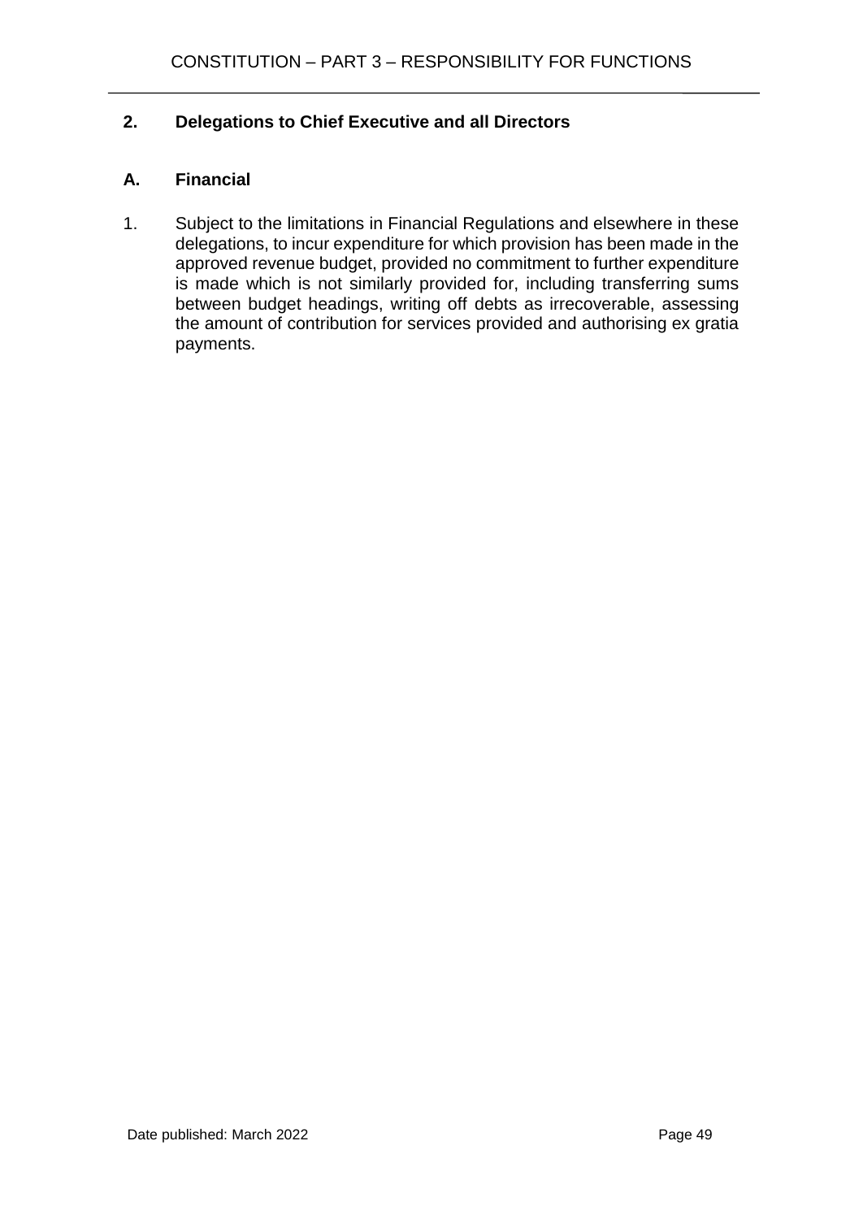## 2. Delegations to Chief Executive and all Directors

### A. Financial

1. Subject to the limitations in Financial Regulations and elsewhere in these delegations, to incur expenditure for which provision has been made in the approved revenue budget, provided no commitment to further expenditure is made which is not similarly provided for, including transferring sums between budget headings, writing off debts as irrecoverable, assessing the amount of contribution for services provided and authorising ex gratia payments.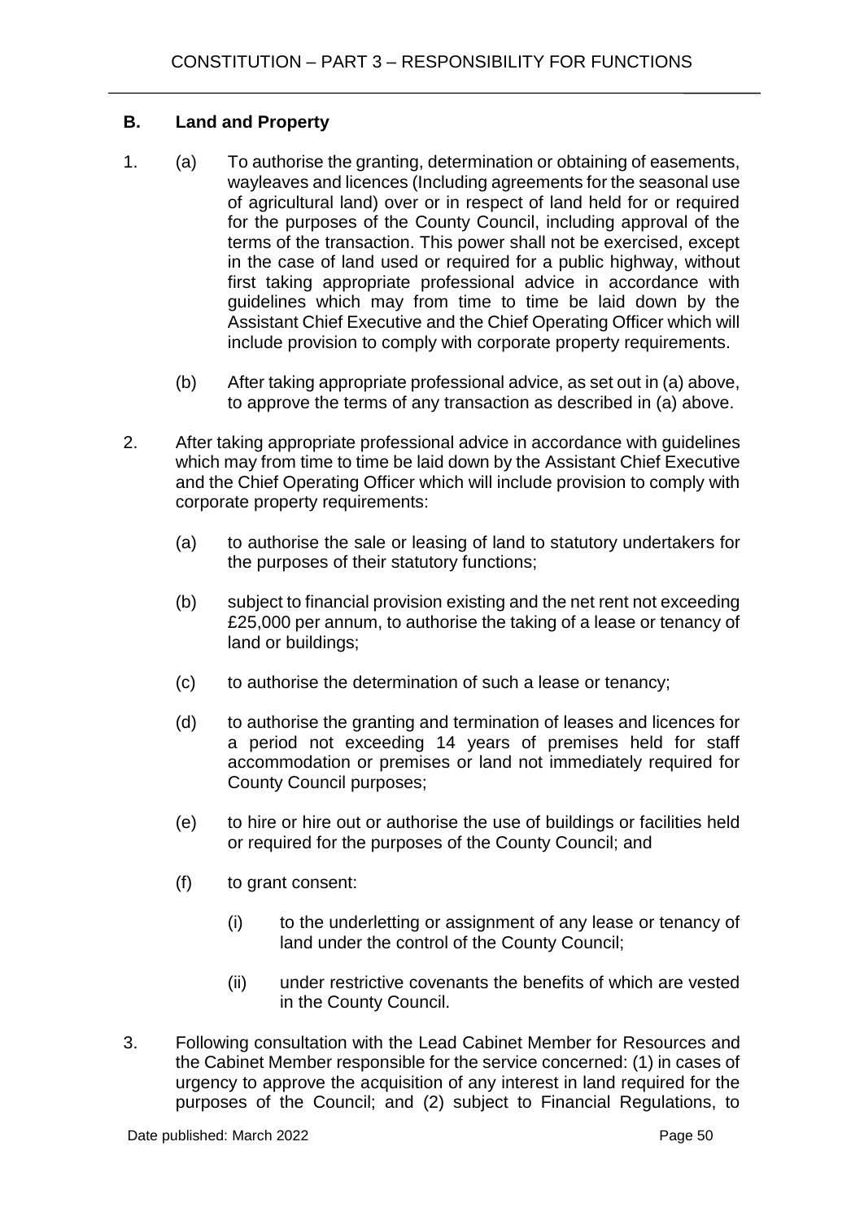## B. Land and Property

1. (a) To authorise the granting, determination or obtaining of easements, wayleaves and licences (Including agreements for the seasonal use of agricultural land) over or in respect of land held for or required for the purposes of the County Council, including approval of the terms of the transaction. This power shall not be exercised, except in the case of land used or required for a public highway, without first taking appropriate professional advice in accordance with guidelines which may from time to time be laid down by the Assistant Chief Executive and the Chief Operating Officer which will include provision to comply with corporate property requirements.

   (b) After taking appropriate professional advice, as set out in (a) above, to approve the terms of any transaction as described in (a) above.

2. After taking appropriate professional advice in accordance with guidelines which may from time to time be laid down by the Assistant Chief Executive and the Chief Operating Officer which will include provision to comply with corporate property requirements:

   (a) to authorise the sale or leasing of land to statutory undertakers for the purposes of their statutory functions;

   (b) subject to financial provision existing and the net rent not exceeding £25,000 per annum, to authorise the taking of a lease or tenancy of land or buildings;

   (c) to authorise the determination of such a lease or tenancy;

   (d) to authorise the granting and termination of leases and licences for a period not exceeding 14 years of premises held for staff accommodation or premises or land not immediately required for County Council purposes;

   (e) to hire or hire out or authorise the use of buildings or facilities held or required for the purposes of the County Council; and

   (f) to grant consent:

      (i) to the underletting or assignment of any lease or tenancy of land under the control of the County Council;

      (ii) under restrictive covenants the benefits of which are vested in the County Council.

3. Following consultation with the Lead Cabinet Member for Resources and the Cabinet Member responsible for the service concerned: (1) in cases of urgency to approve the acquisition of any interest in land required for the purposes of the Council; and (2) subject to Financial Regulations, to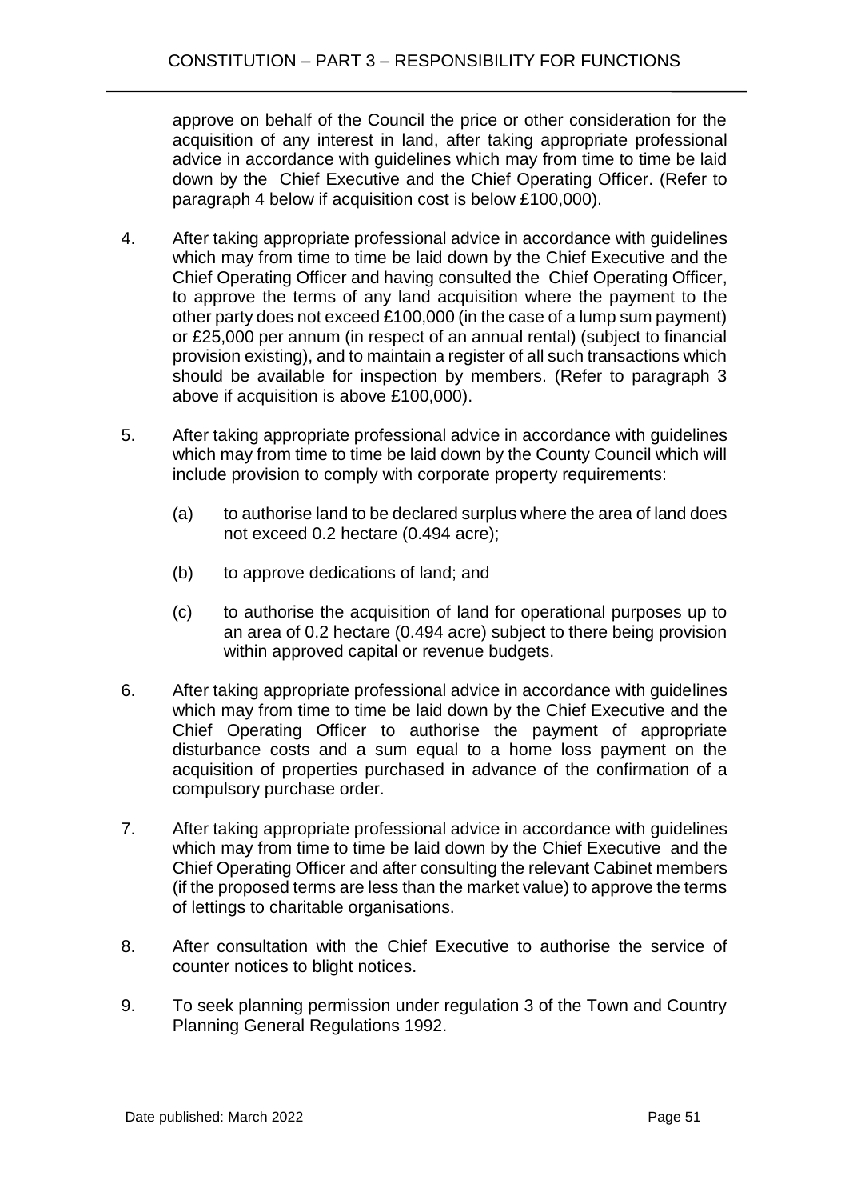approve on behalf of the Council the price or other consideration for the acquisition of any interest in land, after taking appropriate professional advice in accordance with guidelines which may from time to time be laid down by the Chief Executive and the Chief Operating Officer. (Refer to paragraph 4 below if acquisition cost is below £100,000).

4. After taking appropriate professional advice in accordance with guidelines which may from time to time be laid down by the Chief Executive and the Chief Operating Officer and having consulted the Chief Operating Officer, to approve the terms of any land acquisition where the payment to the other party does not exceed £100,000 (in the case of a lump sum payment) or £25,000 per annum (in respect of an annual rental) (subject to financial provision existing), and to maintain a register of all such transactions which should be available for inspection by members. (Refer to paragraph 3 above if acquisition is above £100,000).

5. After taking appropriate professional advice in accordance with guidelines which may from time to time be laid down by the County Council which will include provision to comply with corporate property requirements:

   (a) to authorise land to be declared surplus where the area of land does not exceed 0.2 hectare (0.494 acre);

   (b) to approve dedications of land; and

   (c) to authorise the acquisition of land for operational purposes up to an area of 0.2 hectare (0.494 acre) subject to there being provision within approved capital or revenue budgets.

6. After taking appropriate professional advice in accordance with guidelines which may from time to time be laid down by the Chief Executive and the Chief Operating Officer to authorise the payment of appropriate disturbance costs and a sum equal to a home loss payment on the acquisition of properties purchased in advance of the confirmation of a compulsory purchase order.

7. After taking appropriate professional advice in accordance with guidelines which may from time to time be laid down by the Chief Executive and the Chief Operating Officer and after consulting the relevant Cabinet members (if the proposed terms are less than the market value) to approve the terms of lettings to charitable organisations.

8. After consultation with the Chief Executive to authorise the service of counter notices to blight notices.

9. To seek planning permission under regulation 3 of the Town and Country Planning General Regulations 1992.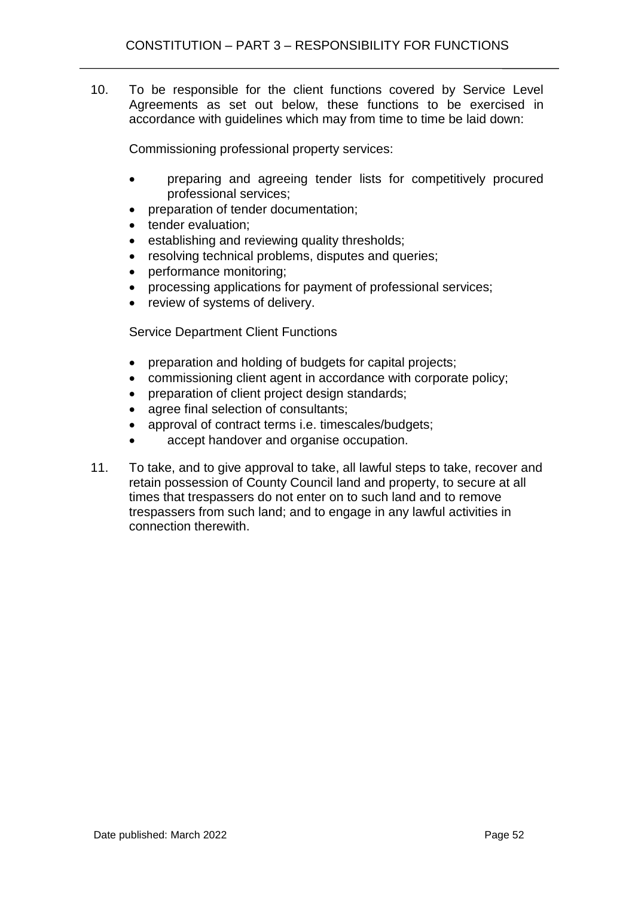10. To be responsible for the client functions covered by Service Level Agreements as set out below, these functions to be exercised in accordance with guidelines which may from time to time be laid down:

    Commissioning professional property services:

    - preparing and agreeing tender lists for competitively procured professional services;
    - preparation of tender documentation;
    - tender evaluation;
    - establishing and reviewing quality thresholds;
    - resolving technical problems, disputes and queries;
    - performance monitoring;
    - processing applications for payment of professional services;
    - review of systems of delivery.

    Service Department Client Functions

    - preparation and holding of budgets for capital projects;
    - commissioning client agent in accordance with corporate policy;
    - preparation of client project design standards;
    - agree final selection of consultants;
    - approval of contract terms i.e. timescales/budgets;
    - accept handover and organise occupation.

11. To take, and to give approval to take, all lawful steps to take, recover and retain possession of County Council land and property, to secure at all times that trespassers do not enter on to such land and to remove trespassers from such land; and to engage in any lawful activities in connection therewith.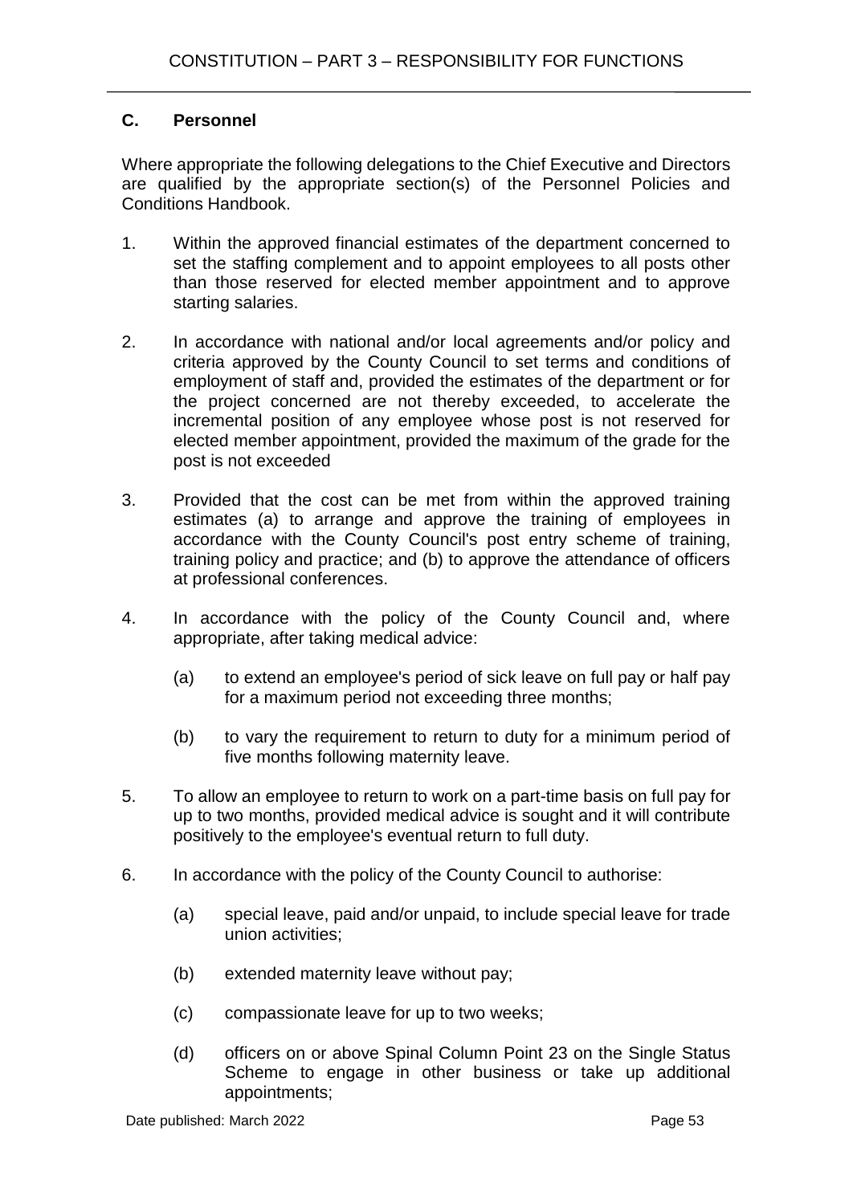## C. Personnel

Where appropriate the following delegations to the Chief Executive and Directors are qualified by the appropriate section(s) of the Personnel Policies and Conditions Handbook.

1. Within the approved financial estimates of the department concerned to set the staffing complement and to appoint employees to all posts other than those reserved for elected member appointment and to approve starting salaries.

2. In accordance with national and/or local agreements and/or policy and criteria approved by the County Council to set terms and conditions of employment of staff and, provided the estimates of the department or for the project concerned are not thereby exceeded, to accelerate the incremental position of any employee whose post is not reserved for elected member appointment, provided the maximum of the grade for the post is not exceeded

3. Provided that the cost can be met from within the approved training estimates (a) to arrange and approve the training of employees in accordance with the County Council's post entry scheme of training, training policy and practice; and (b) to approve the attendance of officers at professional conferences.

4. In accordance with the policy of the County Council and, where appropriate, after taking medical advice:

   (a) to extend an employee's period of sick leave on full pay or half pay for a maximum period not exceeding three months;

   (b) to vary the requirement to return to duty for a minimum period of five months following maternity leave.

5. To allow an employee to return to work on a part-time basis on full pay for up to two months, provided medical advice is sought and it will contribute positively to the employee's eventual return to full duty.

6. In accordance with the policy of the County Council to authorise:

   (a) special leave, paid and/or unpaid, to include special leave for trade union activities;

   (b) extended maternity leave without pay;

   (c) compassionate leave for up to two weeks;

   (d) officers on or above Spinal Column Point 23 on the Single Status Scheme to engage in other business or take up additional appointments;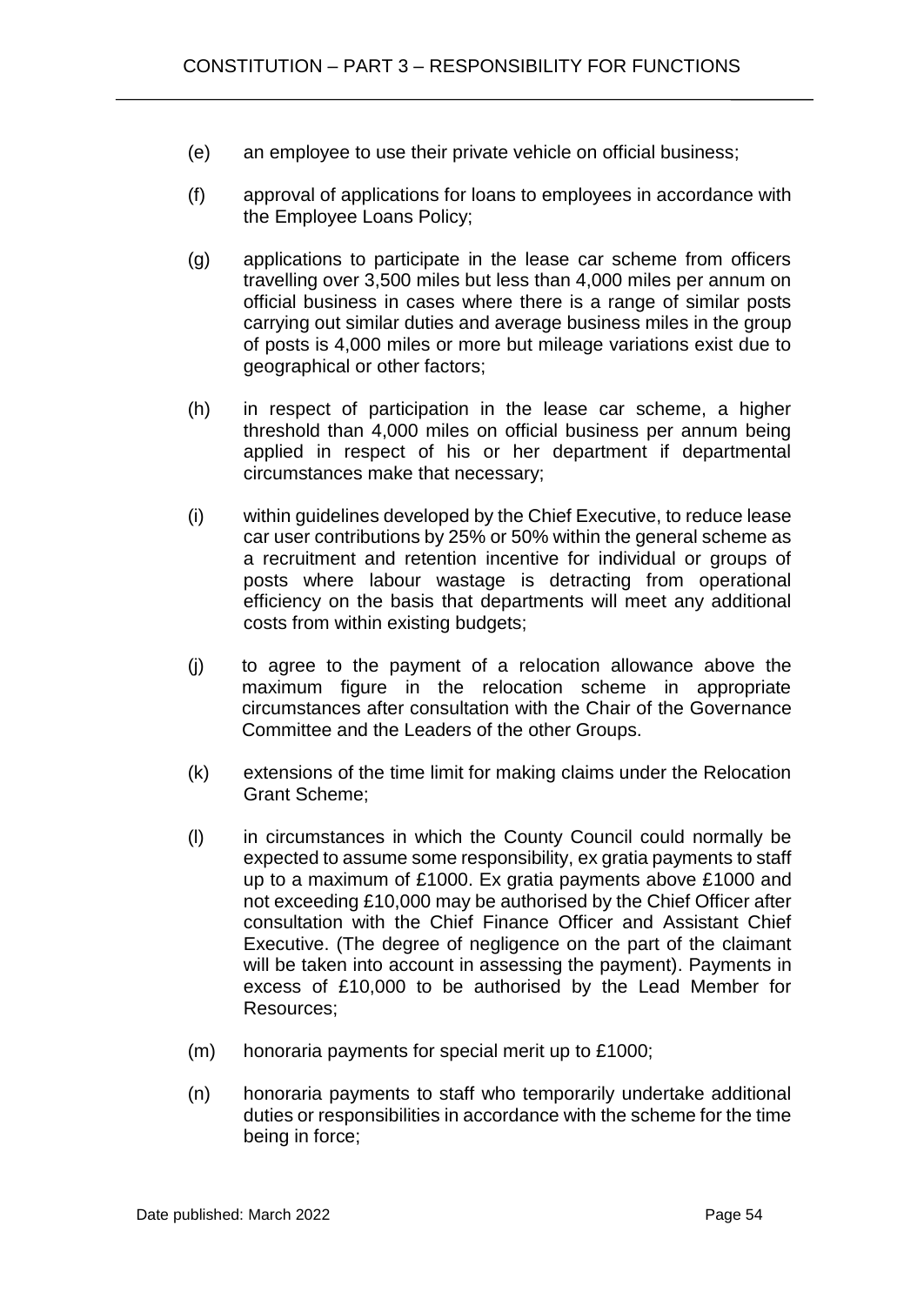(e) an employee to use their private vehicle on official business;

(f) approval of applications for loans to employees in accordance with the Employee Loans Policy;

(g) applications to participate in the lease car scheme from officers travelling over 3,500 miles but less than 4,000 miles per annum on official business in cases where there is a range of similar posts carrying out similar duties and average business miles in the group of posts is 4,000 miles or more but mileage variations exist due to geographical or other factors;

(h) in respect of participation in the lease car scheme, a higher threshold than 4,000 miles on official business per annum being applied in respect of his or her department if departmental circumstances make that necessary;

(i) within guidelines developed by the Chief Executive, to reduce lease car user contributions by 25% or 50% within the general scheme as a recruitment and retention incentive for individual or groups of posts where labour wastage is detracting from operational efficiency on the basis that departments will meet any additional costs from within existing budgets;

(j) to agree to the payment of a relocation allowance above the maximum figure in the relocation scheme in appropriate circumstances after consultation with the Chair of the Governance Committee and the Leaders of the other Groups.

(k) extensions of the time limit for making claims under the Relocation Grant Scheme;

(l) in circumstances in which the County Council could normally be expected to assume some responsibility, ex gratia payments to staff up to a maximum of £1000. Ex gratia payments above £1000 and not exceeding £10,000 may be authorised by the Chief Officer after consultation with the Chief Finance Officer and Assistant Chief Executive. (The degree of negligence on the part of the claimant will be taken into account in assessing the payment). Payments in excess of £10,000 to be authorised by the Lead Member for Resources;

(m) honoraria payments for special merit up to £1000;

(n) honoraria payments to staff who temporarily undertake additional duties or responsibilities in accordance with the scheme for the time being in force;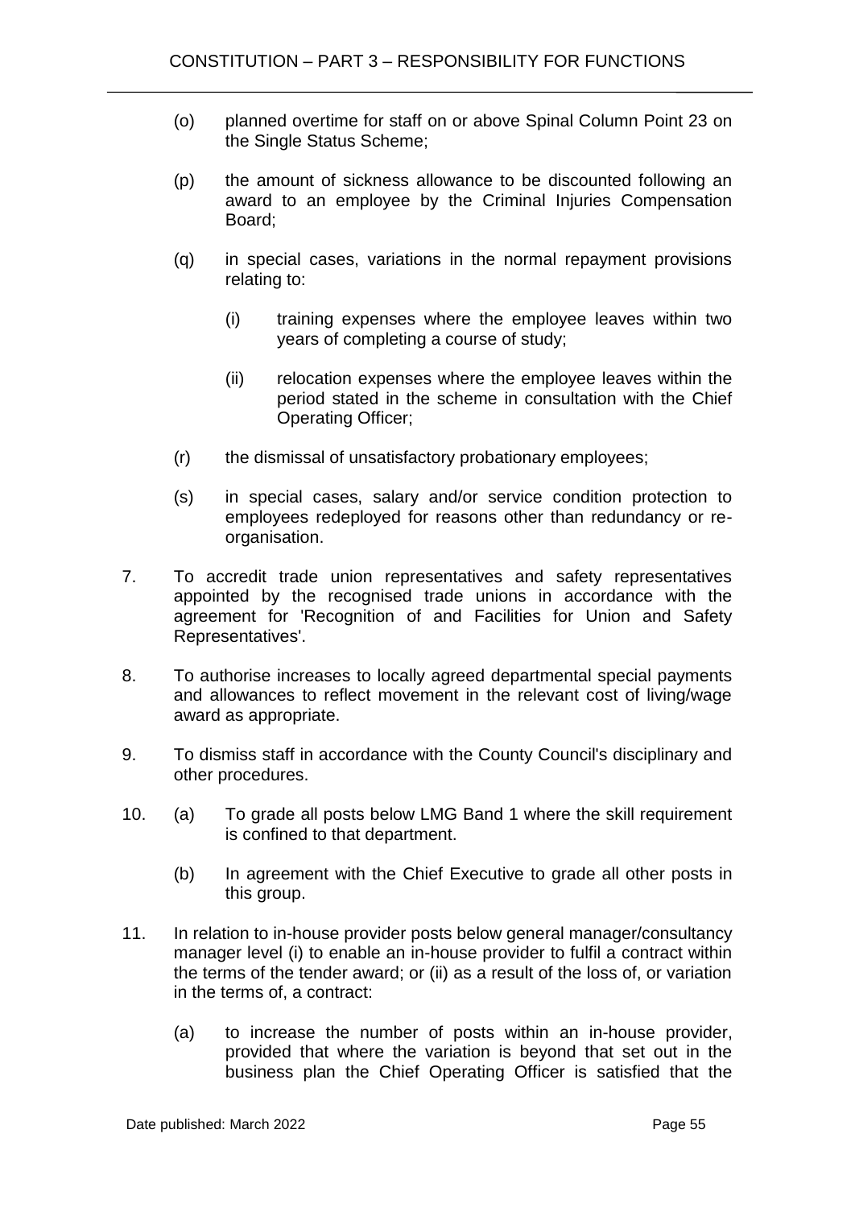(o) planned overtime for staff on or above Spinal Column Point 23 on the Single Status Scheme;

(p) the amount of sickness allowance to be discounted following an award to an employee by the Criminal Injuries Compensation Board;

(q) in special cases, variations in the normal repayment provisions relating to:

   (i) training expenses where the employee leaves within two years of completing a course of study;

   (ii) relocation expenses where the employee leaves within the period stated in the scheme in consultation with the Chief Operating Officer;

(r) the dismissal of unsatisfactory probationary employees;

(s) in special cases, salary and/or service condition protection to employees redeployed for reasons other than redundancy or re-organisation.

7. To accredit trade union representatives and safety representatives appointed by the recognised trade unions in accordance with the agreement for 'Recognition of and Facilities for Union and Safety Representatives'.

8. To authorise increases to locally agreed departmental special payments and allowances to reflect movement in the relevant cost of living/wage award as appropriate.

9. To dismiss staff in accordance with the County Council's disciplinary and other procedures.

10. (a) To grade all posts below LMG Band 1 where the skill requirement is confined to that department.

    (b) In agreement with the Chief Executive to grade all other posts in this group.

11. In relation to in-house provider posts below general manager/consultancy manager level (i) to enable an in-house provider to fulfil a contract within the terms of the tender award; or (ii) as a result of the loss of, or variation in the terms of, a contract:

    (a) to increase the number of posts within an in-house provider, provided that where the variation is beyond that set out in the business plan the Chief Operating Officer is satisfied that the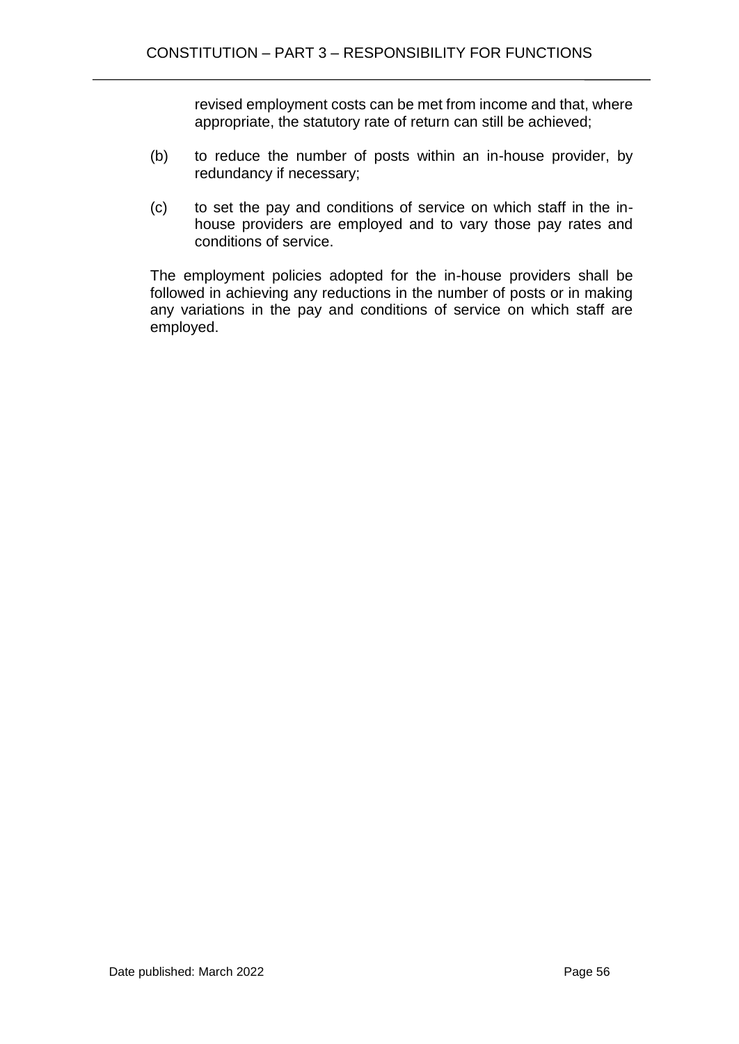revised employment costs can be met from income and that, where appropriate, the statutory rate of return can still be achieved;

(b) to reduce the number of posts within an in-house provider, by redundancy if necessary;

(c) to set the pay and conditions of service on which staff in the in-house providers are employed and to vary those pay rates and conditions of service.

The employment policies adopted for the in-house providers shall be followed in achieving any reductions in the number of posts or in making any variations in the pay and conditions of service on which staff are employed.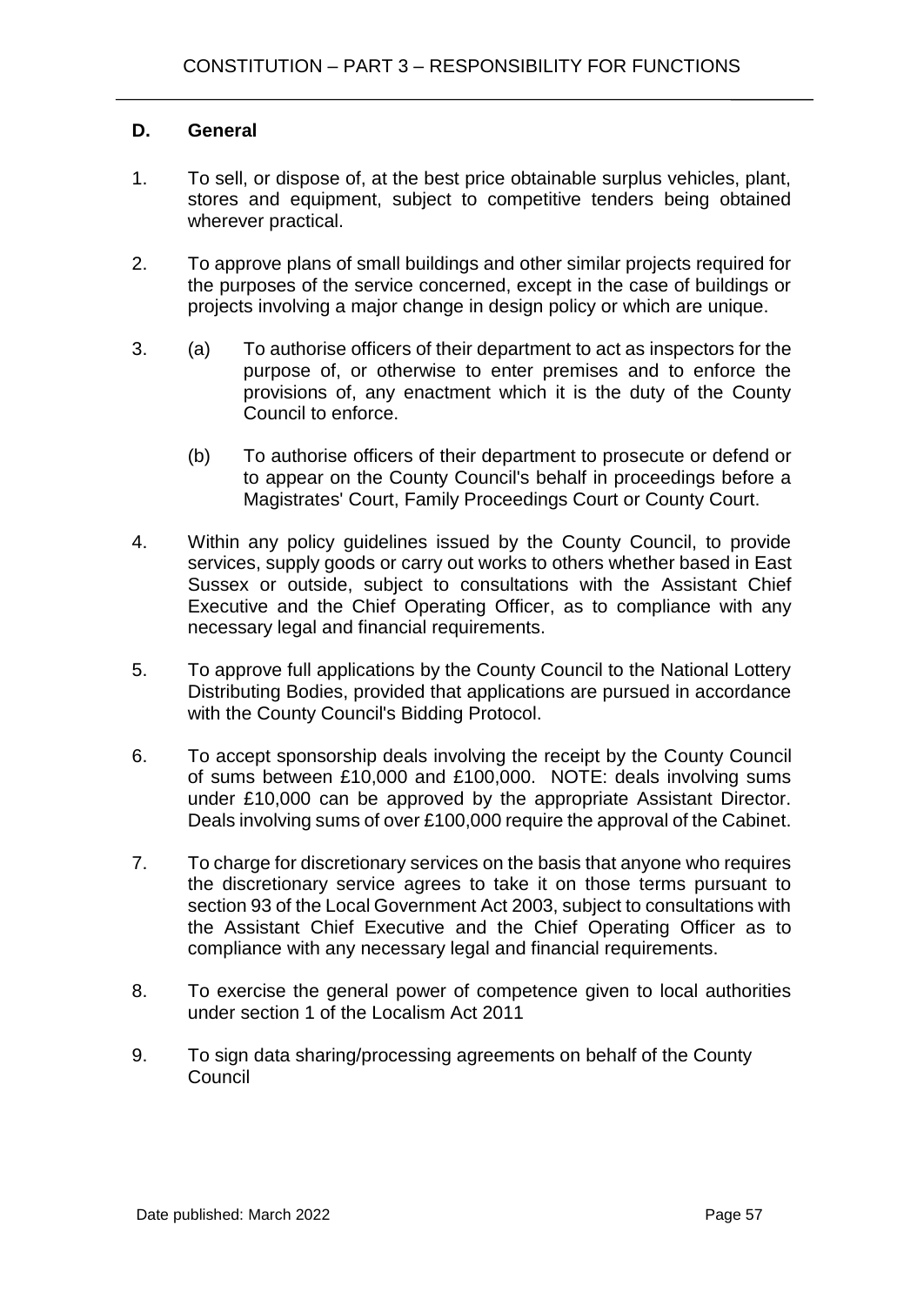### D. General

1. To sell, or dispose of, at the best price obtainable surplus vehicles, plant, stores and equipment, subject to competitive tenders being obtained wherever practical.

2. To approve plans of small buildings and other similar projects required for the purposes of the service concerned, except in the case of buildings or projects involving a major change in design policy or which are unique.

3. (a) To authorise officers of their department to act as inspectors for the purpose of, or otherwise to enter premises and to enforce the provisions of, any enactment which it is the duty of the County Council to enforce.

   (b) To authorise officers of their department to prosecute or defend or to appear on the County Council's behalf in proceedings before a Magistrates' Court, Family Proceedings Court or County Court.

4. Within any policy guidelines issued by the County Council, to provide services, supply goods or carry out works to others whether based in East Sussex or outside, subject to consultations with the Assistant Chief Executive and the Chief Operating Officer, as to compliance with any necessary legal and financial requirements.

5. To approve full applications by the County Council to the National Lottery Distributing Bodies, provided that applications are pursued in accordance with the County Council's Bidding Protocol.

6. To accept sponsorship deals involving the receipt by the County Council of sums between £10,000 and £100,000. NOTE: deals involving sums under £10,000 can be approved by the appropriate Assistant Director. Deals involving sums of over £100,000 require the approval of the Cabinet.

7. To charge for discretionary services on the basis that anyone who requires the discretionary service agrees to take it on those terms pursuant to section 93 of the Local Government Act 2003, subject to consultations with the Assistant Chief Executive and the Chief Operating Officer as to compliance with any necessary legal and financial requirements.

8. To exercise the general power of competence given to local authorities under section 1 of the Localism Act 2011

9. To sign data sharing/processing agreements on behalf of the County Council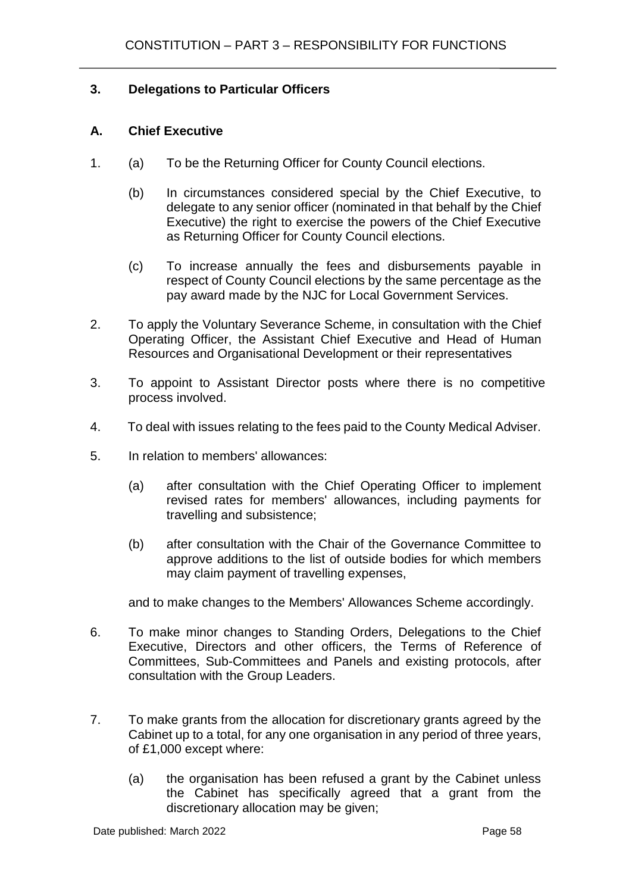## 3. Delegations to Particular Officers

### A. Chief Executive

1. (a) To be the Returning Officer for County Council elections.

   (b) In circumstances considered special by the Chief Executive, to delegate to any senior officer (nominated in that behalf by the Chief Executive) the right to exercise the powers of the Chief Executive as Returning Officer for County Council elections.

   (c) To increase annually the fees and disbursements payable in respect of County Council elections by the same percentage as the pay award made by the NJC for Local Government Services.

2. To apply the Voluntary Severance Scheme, in consultation with the Chief Operating Officer, the Assistant Chief Executive and Head of Human Resources and Organisational Development or their representatives

3. To appoint to Assistant Director posts where there is no competitive process involved.

4. To deal with issues relating to the fees paid to the County Medical Adviser.

5. In relation to members' allowances:

   (a) after consultation with the Chief Operating Officer to implement revised rates for members' allowances, including payments for travelling and subsistence;

   (b) after consultation with the Chair of the Governance Committee to approve additions to the list of outside bodies for which members may claim payment of travelling expenses,

   and to make changes to the Members' Allowances Scheme accordingly.

6. To make minor changes to Standing Orders, Delegations to the Chief Executive, Directors and other officers, the Terms of Reference of Committees, Sub-Committees and Panels and existing protocols, after consultation with the Group Leaders.

7. To make grants from the allocation for discretionary grants agreed by the Cabinet up to a total, for any one organisation in any period of three years, of £1,000 except where:

   (a) the organisation has been refused a grant by the Cabinet unless the Cabinet has specifically agreed that a grant from the discretionary allocation may be given;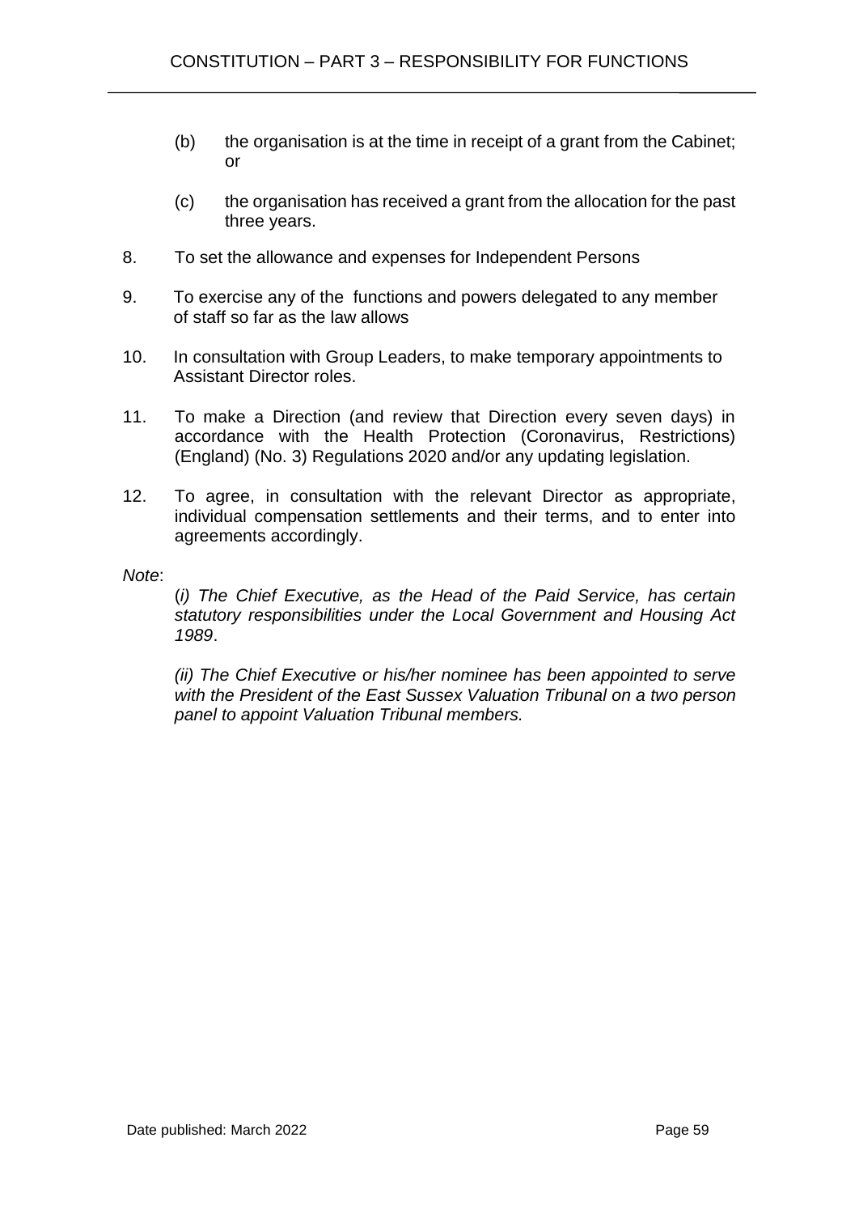(b) the organisation is at the time in receipt of a grant from the Cabinet; or

(c) the organisation has received a grant from the allocation for the past three years.

8. To set the allowance and expenses for Independent Persons

9. To exercise any of the functions and powers delegated to any member of staff so far as the law allows

10. In consultation with Group Leaders, to make temporary appointments to Assistant Director roles.

11. To make a Direction (and review that Direction every seven days) in accordance with the Health Protection (Coronavirus, Restrictions) (England) (No. 3) Regulations 2020 and/or any updating legislation.

12. To agree, in consultation with the relevant Director as appropriate, individual compensation settlements and their terms, and to enter into agreements accordingly.

*Note*:

*(i) The Chief Executive, as the Head of the Paid Service, has certain statutory responsibilities under the Local Government and Housing Act 1989*.

*(ii) The Chief Executive or his/her nominee has been appointed to serve with the President of the East Sussex Valuation Tribunal on a two person panel to appoint Valuation Tribunal members.*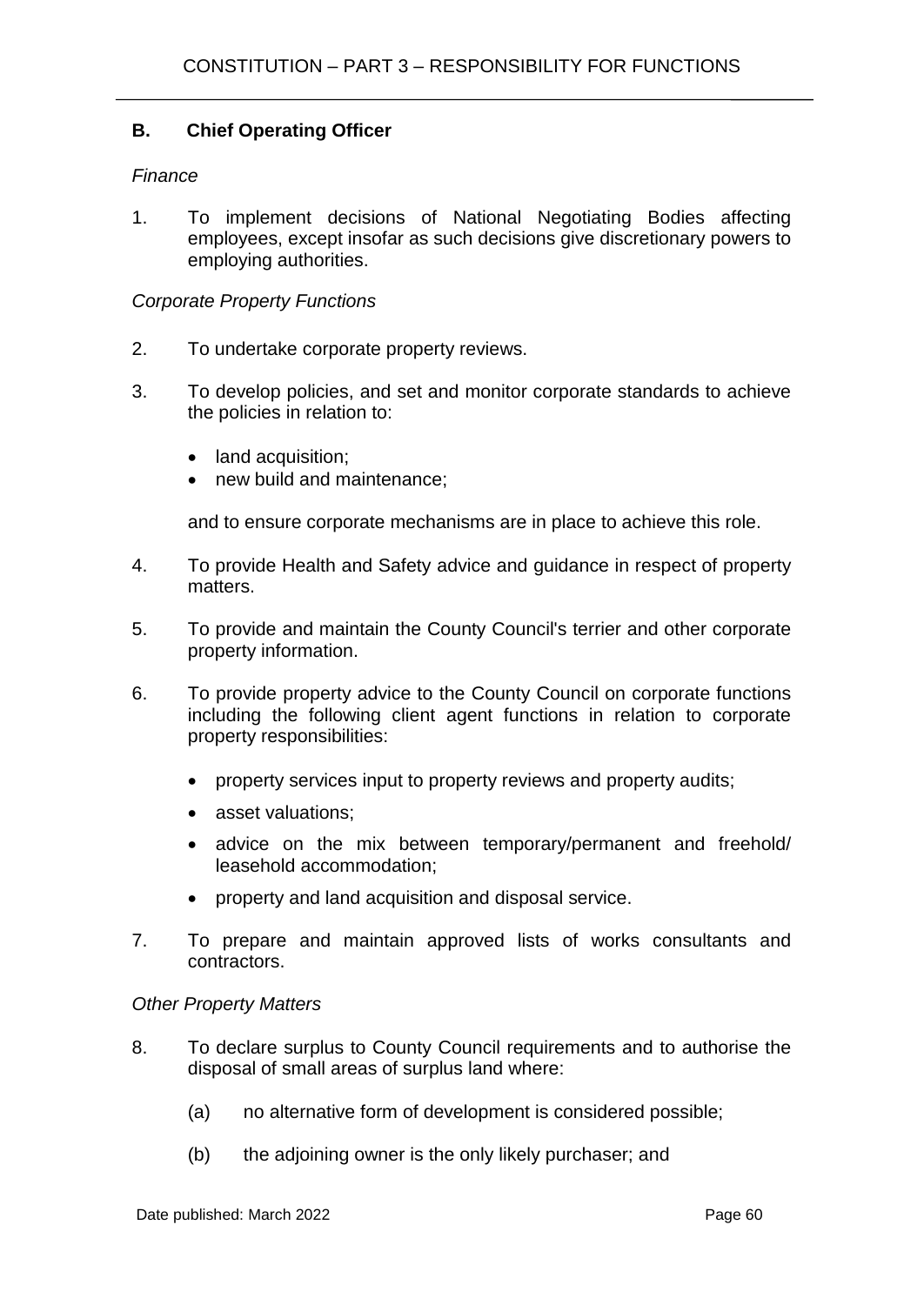## B. Chief Operating Officer

*Finance*

1. To implement decisions of National Negotiating Bodies affecting employees, except insofar as such decisions give discretionary powers to employing authorities.

*Corporate Property Functions*

2. To undertake corporate property reviews.

3. To develop policies, and set and monitor corporate standards to achieve the policies in relation to:

   - land acquisition;
   - new build and maintenance;

   and to ensure corporate mechanisms are in place to achieve this role.

4. To provide Health and Safety advice and guidance in respect of property matters.

5. To provide and maintain the County Council's terrier and other corporate property information.

6. To provide property advice to the County Council on corporate functions including the following client agent functions in relation to corporate property responsibilities:

   - property services input to property reviews and property audits;
   - asset valuations;
   - advice on the mix between temporary/permanent and freehold/ leasehold accommodation;
   - property and land acquisition and disposal service.

7. To prepare and maintain approved lists of works consultants and contractors.

*Other Property Matters*

8. To declare surplus to County Council requirements and to authorise the disposal of small areas of surplus land where:

   (a) no alternative form of development is considered possible;

   (b) the adjoining owner is the only likely purchaser; and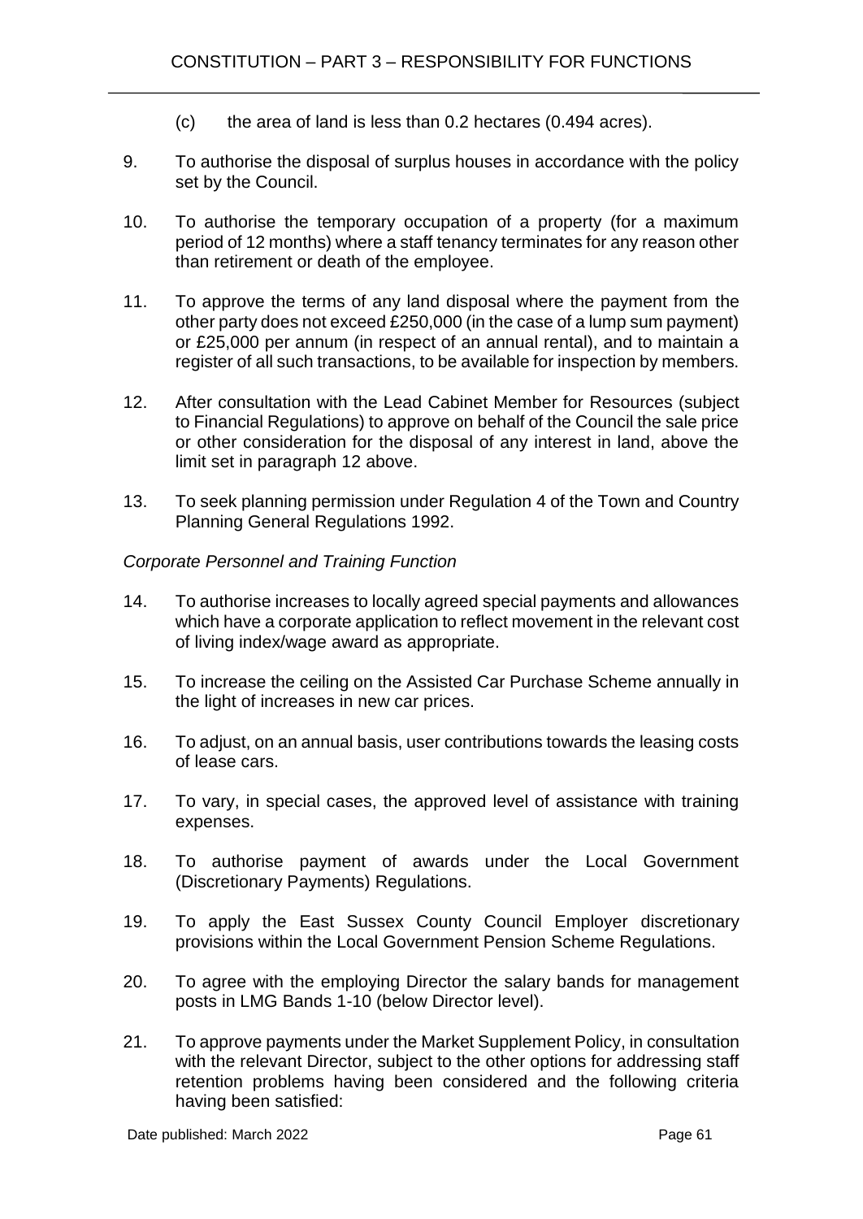(c) the area of land is less than 0.2 hectares (0.494 acres).

9. To authorise the disposal of surplus houses in accordance with the policy set by the Council.

10. To authorise the temporary occupation of a property (for a maximum period of 12 months) where a staff tenancy terminates for any reason other than retirement or death of the employee.

11. To approve the terms of any land disposal where the payment from the other party does not exceed £250,000 (in the case of a lump sum payment) or £25,000 per annum (in respect of an annual rental), and to maintain a register of all such transactions, to be available for inspection by members.

12. After consultation with the Lead Cabinet Member for Resources (subject to Financial Regulations) to approve on behalf of the Council the sale price or other consideration for the disposal of any interest in land, above the limit set in paragraph 12 above.

13. To seek planning permission under Regulation 4 of the Town and Country Planning General Regulations 1992.

*Corporate Personnel and Training Function*

14. To authorise increases to locally agreed special payments and allowances which have a corporate application to reflect movement in the relevant cost of living index/wage award as appropriate.

15. To increase the ceiling on the Assisted Car Purchase Scheme annually in the light of increases in new car prices.

16. To adjust, on an annual basis, user contributions towards the leasing costs of lease cars.

17. To vary, in special cases, the approved level of assistance with training expenses.

18. To authorise payment of awards under the Local Government (Discretionary Payments) Regulations.

19. To apply the East Sussex County Council Employer discretionary provisions within the Local Government Pension Scheme Regulations.

20. To agree with the employing Director the salary bands for management posts in LMG Bands 1-10 (below Director level).

21. To approve payments under the Market Supplement Policy, in consultation with the relevant Director, subject to the other options for addressing staff retention problems having been considered and the following criteria having been satisfied: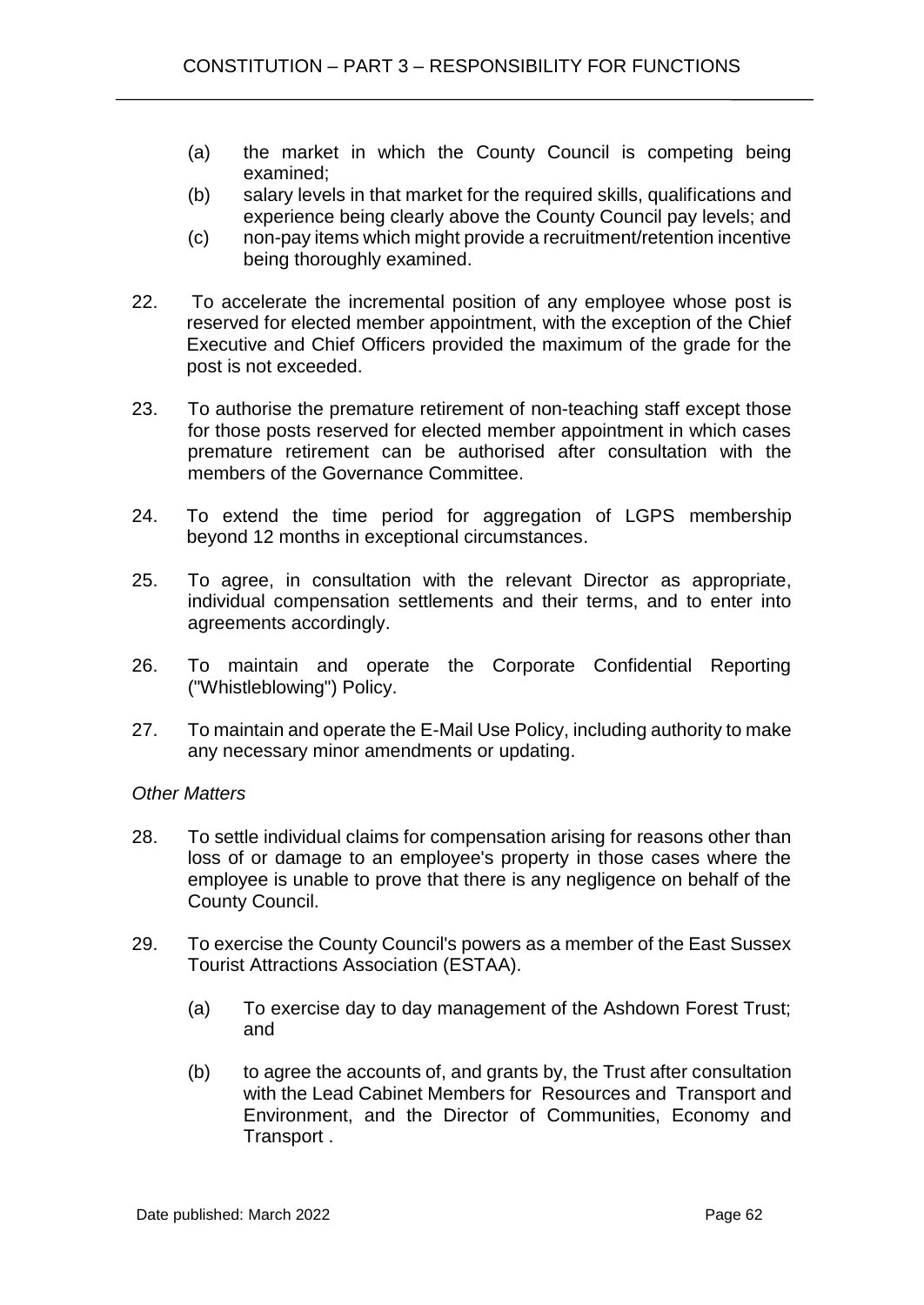(a) the market in which the County Council is competing being examined;
(b) salary levels in that market for the required skills, qualifications and experience being clearly above the County Council pay levels; and
(c) non-pay items which might provide a recruitment/retention incentive being thoroughly examined.

22. To accelerate the incremental position of any employee whose post is reserved for elected member appointment, with the exception of the Chief Executive and Chief Officers provided the maximum of the grade for the post is not exceeded.

23. To authorise the premature retirement of non-teaching staff except those for those posts reserved for elected member appointment in which cases premature retirement can be authorised after consultation with the members of the Governance Committee.

24. To extend the time period for aggregation of LGPS membership beyond 12 months in exceptional circumstances.

25. To agree, in consultation with the relevant Director as appropriate, individual compensation settlements and their terms, and to enter into agreements accordingly.

26. To maintain and operate the Corporate Confidential Reporting ("Whistleblowing") Policy.

27. To maintain and operate the E-Mail Use Policy, including authority to make any necessary minor amendments or updating.

*Other Matters*

28. To settle individual claims for compensation arising for reasons other than loss of or damage to an employee's property in those cases where the employee is unable to prove that there is any negligence on behalf of the County Council.

29. To exercise the County Council's powers as a member of the East Sussex Tourist Attractions Association (ESTAA).

    (a) To exercise day to day management of the Ashdown Forest Trust; and

    (b) to agree the accounts of, and grants by, the Trust after consultation with the Lead Cabinet Members for Resources and Transport and Environment, and the Director of Communities, Economy and Transport .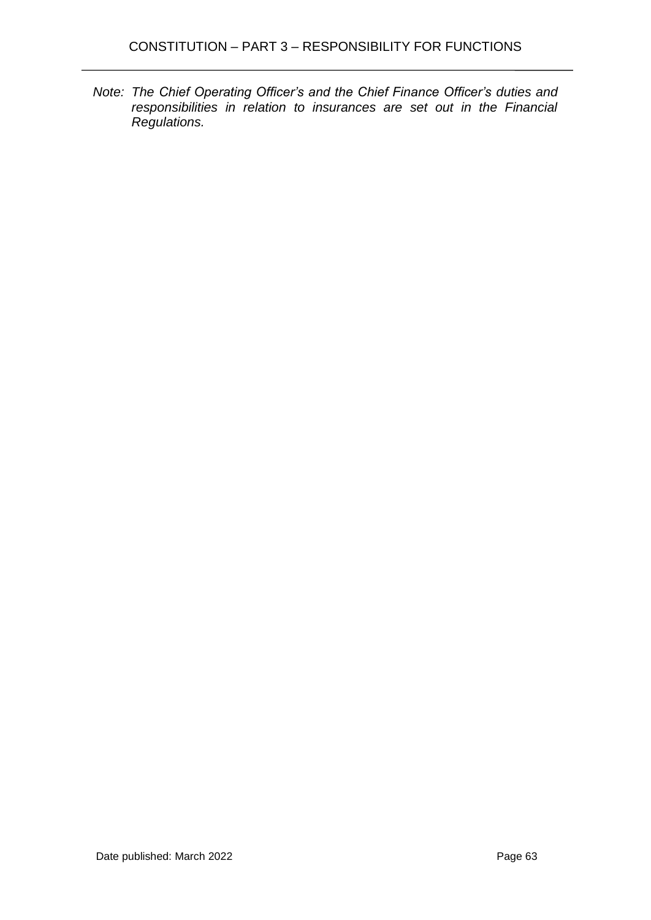*Note: The Chief Operating Officer's and the Chief Finance Officer's duties and responsibilities in relation to insurances are set out in the Financial Regulations.*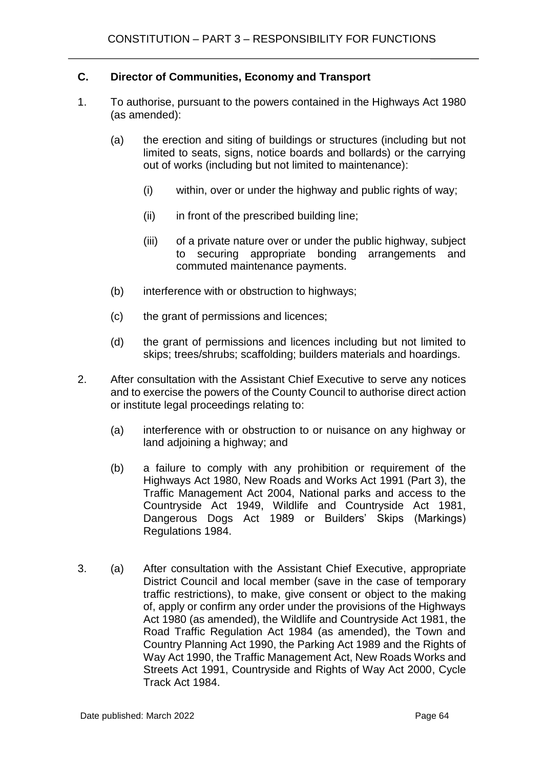## C. Director of Communities, Economy and Transport

1. To authorise, pursuant to the powers contained in the Highways Act 1980 (as amended):

   (a) the erection and siting of buildings or structures (including but not limited to seats, signs, notice boards and bollards) or the carrying out of works (including but not limited to maintenance):

      (i) within, over or under the highway and public rights of way;

      (ii) in front of the prescribed building line;

      (iii) of a private nature over or under the public highway, subject to securing appropriate bonding arrangements and commuted maintenance payments.

   (b) interference with or obstruction to highways;

   (c) the grant of permissions and licences;

   (d) the grant of permissions and licences including but not limited to skips; trees/shrubs; scaffolding; builders materials and hoardings.

2. After consultation with the Assistant Chief Executive to serve any notices and to exercise the powers of the County Council to authorise direct action or institute legal proceedings relating to:

   (a) interference with or obstruction to or nuisance on any highway or land adjoining a highway; and

   (b) a failure to comply with any prohibition or requirement of the Highways Act 1980, New Roads and Works Act 1991 (Part 3), the Traffic Management Act 2004, National parks and access to the Countryside Act 1949, Wildlife and Countryside Act 1981, Dangerous Dogs Act 1989 or Builders' Skips (Markings) Regulations 1984.

3. (a) After consultation with the Assistant Chief Executive, appropriate District Council and local member (save in the case of temporary traffic restrictions), to make, give consent or object to the making of, apply or confirm any order under the provisions of the Highways Act 1980 (as amended), the Wildlife and Countryside Act 1981, the Road Traffic Regulation Act 1984 (as amended), the Town and Country Planning Act 1990, the Parking Act 1989 and the Rights of Way Act 1990, the Traffic Management Act, New Roads Works and Streets Act 1991, Countryside and Rights of Way Act 2000, Cycle Track Act 1984.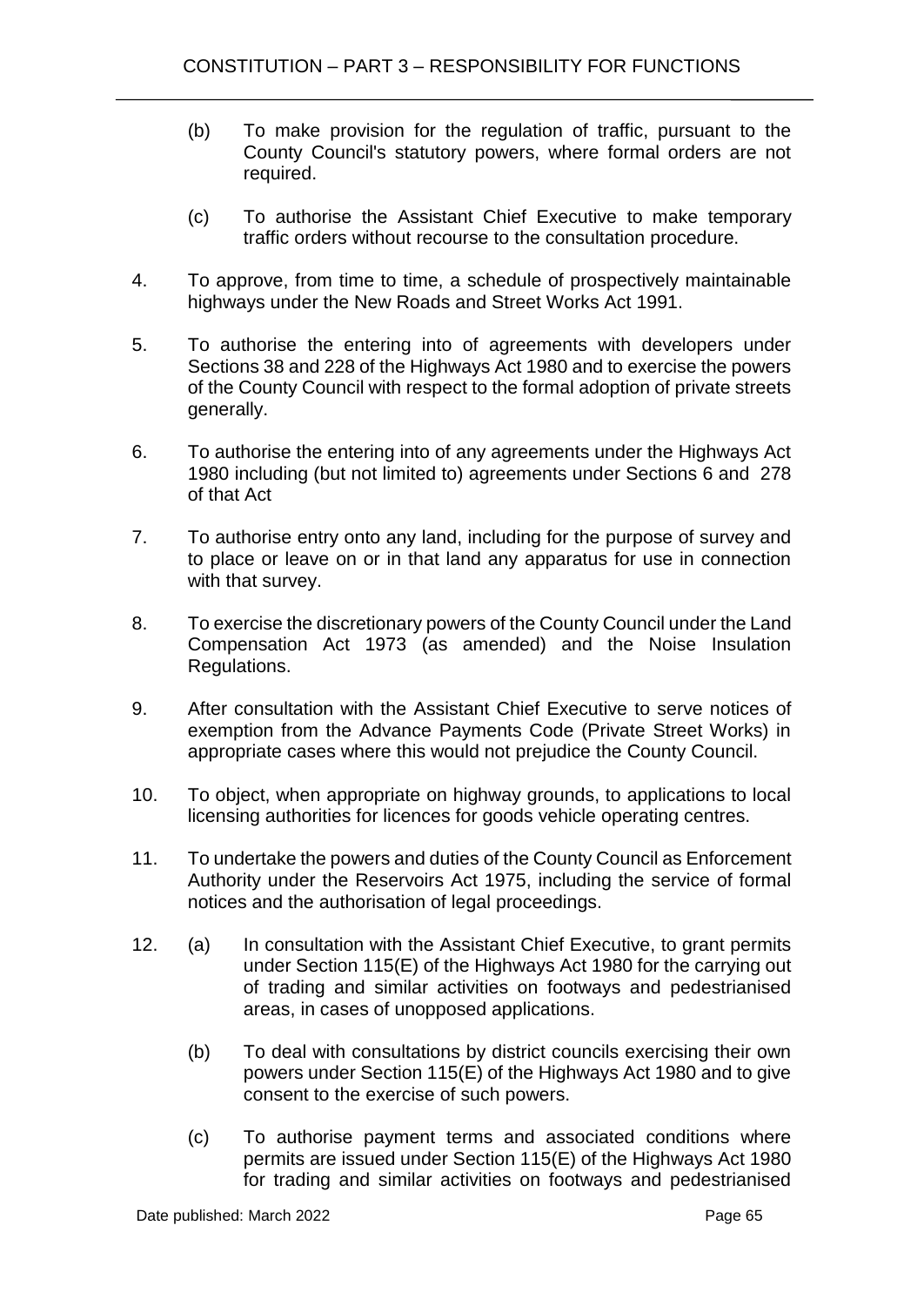(b) To make provision for the regulation of traffic, pursuant to the County Council's statutory powers, where formal orders are not required.

(c) To authorise the Assistant Chief Executive to make temporary traffic orders without recourse to the consultation procedure.

4. To approve, from time to time, a schedule of prospectively maintainable highways under the New Roads and Street Works Act 1991.

5. To authorise the entering into of agreements with developers under Sections 38 and 228 of the Highways Act 1980 and to exercise the powers of the County Council with respect to the formal adoption of private streets generally.

6. To authorise the entering into of any agreements under the Highways Act 1980 including (but not limited to) agreements under Sections 6 and 278 of that Act

7. To authorise entry onto any land, including for the purpose of survey and to place or leave on or in that land any apparatus for use in connection with that survey.

8. To exercise the discretionary powers of the County Council under the Land Compensation Act 1973 (as amended) and the Noise Insulation Regulations.

9. After consultation with the Assistant Chief Executive to serve notices of exemption from the Advance Payments Code (Private Street Works) in appropriate cases where this would not prejudice the County Council.

10. To object, when appropriate on highway grounds, to applications to local licensing authorities for licences for goods vehicle operating centres.

11. To undertake the powers and duties of the County Council as Enforcement Authority under the Reservoirs Act 1975, including the service of formal notices and the authorisation of legal proceedings.

12. (a) In consultation with the Assistant Chief Executive, to grant permits under Section 115(E) of the Highways Act 1980 for the carrying out of trading and similar activities on footways and pedestrianised areas, in cases of unopposed applications.

(b) To deal with consultations by district councils exercising their own powers under Section 115(E) of the Highways Act 1980 and to give consent to the exercise of such powers.

(c) To authorise payment terms and associated conditions where permits are issued under Section 115(E) of the Highways Act 1980 for trading and similar activities on footways and pedestrianised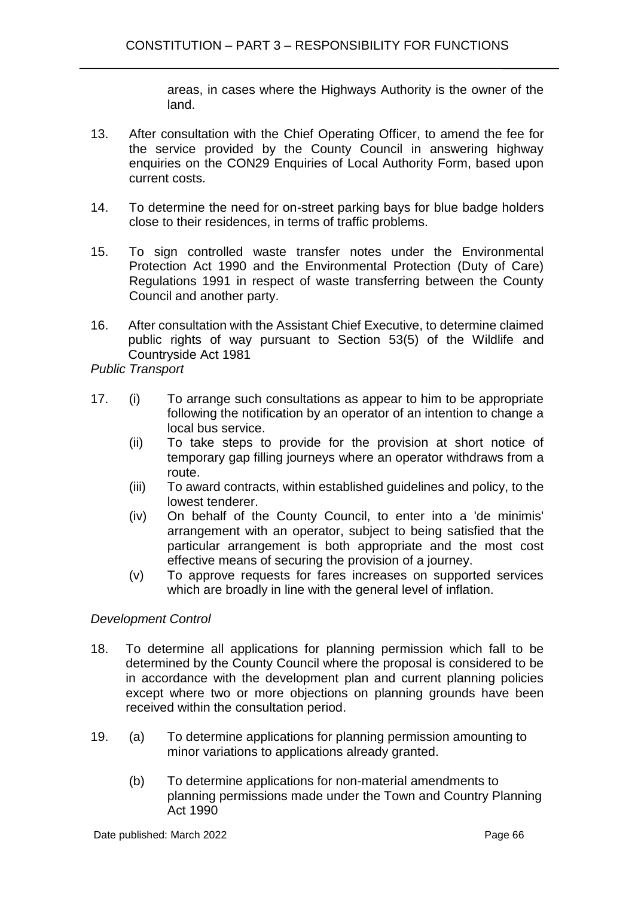areas, in cases where the Highways Authority is the owner of the land.

13. After consultation with the Chief Operating Officer, to amend the fee for the service provided by the County Council in answering highway enquiries on the CON29 Enquiries of Local Authority Form, based upon current costs.

14. To determine the need for on-street parking bays for blue badge holders close to their residences, in terms of traffic problems.

15. To sign controlled waste transfer notes under the Environmental Protection Act 1990 and the Environmental Protection (Duty of Care) Regulations 1991 in respect of waste transferring between the County Council and another party.

16. After consultation with the Assistant Chief Executive, to determine claimed public rights of way pursuant to Section 53(5) of the Wildlife and Countryside Act 1981

*Public Transport*

17. (i) To arrange such consultations as appear to him to be appropriate following the notification by an operator of an intention to change a local bus service.
    (ii) To take steps to provide for the provision at short notice of temporary gap filling journeys where an operator withdraws from a route.
    (iii) To award contracts, within established guidelines and policy, to the lowest tenderer.
    (iv) On behalf of the County Council, to enter into a 'de minimis' arrangement with an operator, subject to being satisfied that the particular arrangement is both appropriate and the most cost effective means of securing the provision of a journey.
    (v) To approve requests for fares increases on supported services which are broadly in line with the general level of inflation.

*Development Control*

18. To determine all applications for planning permission which fall to be determined by the County Council where the proposal is considered to be in accordance with the development plan and current planning policies except where two or more objections on planning grounds have been received within the consultation period.

19. (a) To determine applications for planning permission amounting to minor variations to applications already granted.

    (b) To determine applications for non-material amendments to planning permissions made under the Town and Country Planning Act 1990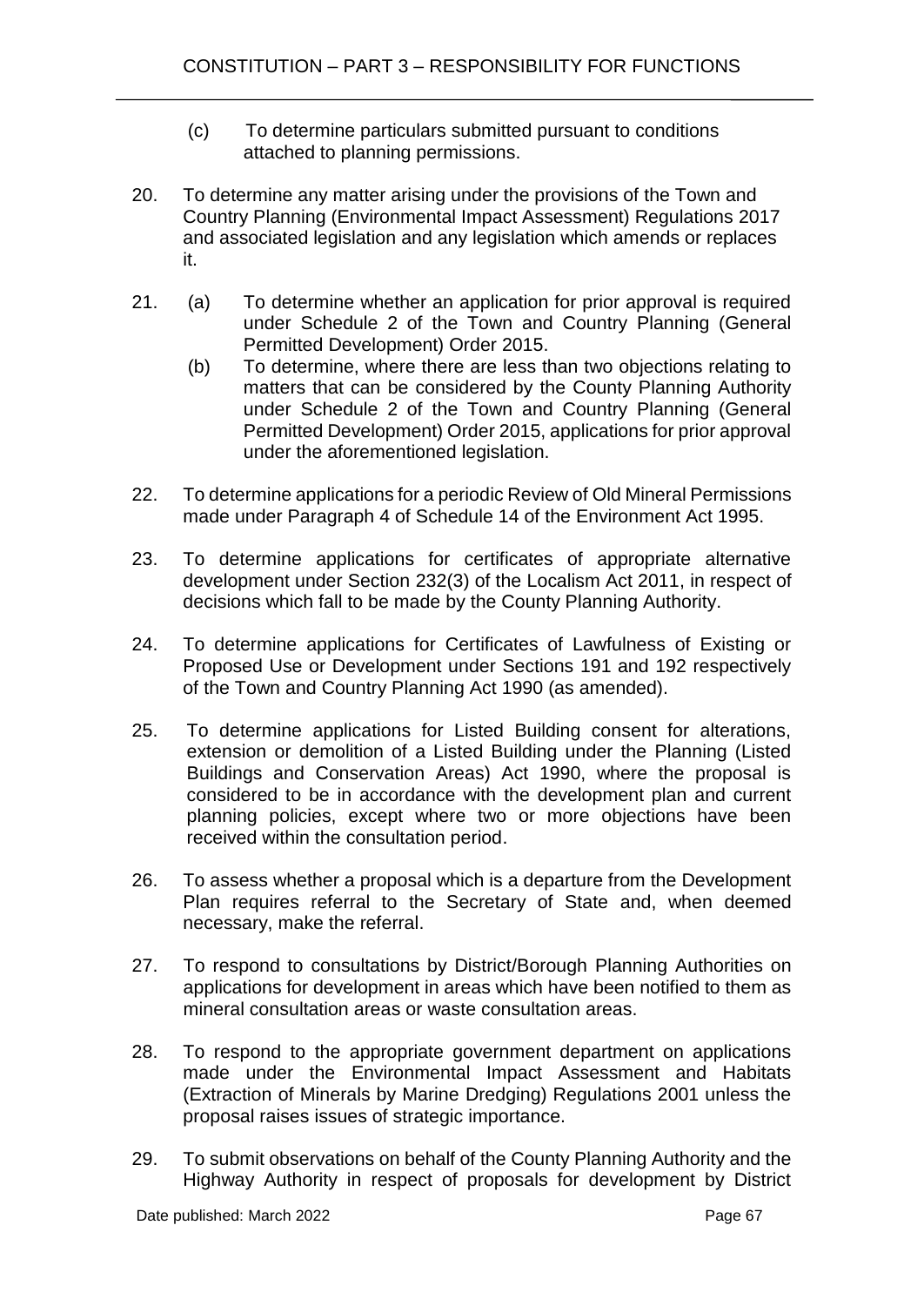(c) To determine particulars submitted pursuant to conditions attached to planning permissions.

20. To determine any matter arising under the provisions of the Town and Country Planning (Environmental Impact Assessment) Regulations 2017 and associated legislation and any legislation which amends or replaces it.

21. (a) To determine whether an application for prior approval is required under Schedule 2 of the Town and Country Planning (General Permitted Development) Order 2015.

    (b) To determine, where there are less than two objections relating to matters that can be considered by the County Planning Authority under Schedule 2 of the Town and Country Planning (General Permitted Development) Order 2015, applications for prior approval under the aforementioned legislation.

22. To determine applications for a periodic Review of Old Mineral Permissions made under Paragraph 4 of Schedule 14 of the Environment Act 1995.

23. To determine applications for certificates of appropriate alternative development under Section 232(3) of the Localism Act 2011, in respect of decisions which fall to be made by the County Planning Authority.

24. To determine applications for Certificates of Lawfulness of Existing or Proposed Use or Development under Sections 191 and 192 respectively of the Town and Country Planning Act 1990 (as amended).

25. To determine applications for Listed Building consent for alterations, extension or demolition of a Listed Building under the Planning (Listed Buildings and Conservation Areas) Act 1990, where the proposal is considered to be in accordance with the development plan and current planning policies, except where two or more objections have been received within the consultation period.

26. To assess whether a proposal which is a departure from the Development Plan requires referral to the Secretary of State and, when deemed necessary, make the referral.

27. To respond to consultations by District/Borough Planning Authorities on applications for development in areas which have been notified to them as mineral consultation areas or waste consultation areas.

28. To respond to the appropriate government department on applications made under the Environmental Impact Assessment and Habitats (Extraction of Minerals by Marine Dredging) Regulations 2001 unless the proposal raises issues of strategic importance.

29. To submit observations on behalf of the County Planning Authority and the Highway Authority in respect of proposals for development by District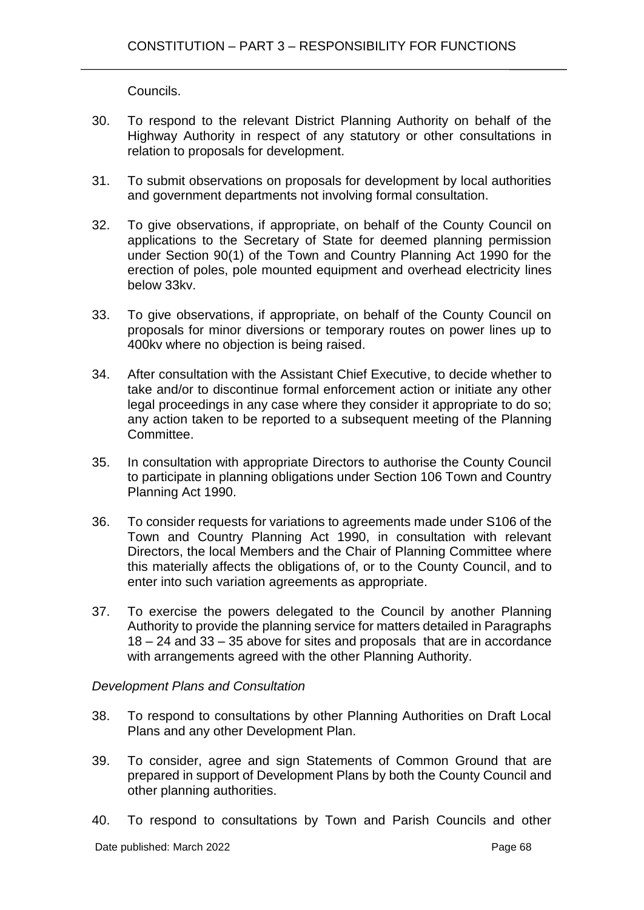Councils.

30. To respond to the relevant District Planning Authority on behalf of the Highway Authority in respect of any statutory or other consultations in relation to proposals for development.

31. To submit observations on proposals for development by local authorities and government departments not involving formal consultation.

32. To give observations, if appropriate, on behalf of the County Council on applications to the Secretary of State for deemed planning permission under Section 90(1) of the Town and Country Planning Act 1990 for the erection of poles, pole mounted equipment and overhead electricity lines below 33kv.

33. To give observations, if appropriate, on behalf of the County Council on proposals for minor diversions or temporary routes on power lines up to 400kv where no objection is being raised.

34. After consultation with the Assistant Chief Executive, to decide whether to take and/or to discontinue formal enforcement action or initiate any other legal proceedings in any case where they consider it appropriate to do so; any action taken to be reported to a subsequent meeting of the Planning Committee.

35. In consultation with appropriate Directors to authorise the County Council to participate in planning obligations under Section 106 Town and Country Planning Act 1990.

36. To consider requests for variations to agreements made under S106 of the Town and Country Planning Act 1990, in consultation with relevant Directors, the local Members and the Chair of Planning Committee where this materially affects the obligations of, or to the County Council, and to enter into such variation agreements as appropriate.

37. To exercise the powers delegated to the Council by another Planning Authority to provide the planning service for matters detailed in Paragraphs 18 – 24 and 33 – 35 above for sites and proposals that are in accordance with arrangements agreed with the other Planning Authority.

*Development Plans and Consultation*

38. To respond to consultations by other Planning Authorities on Draft Local Plans and any other Development Plan.

39. To consider, agree and sign Statements of Common Ground that are prepared in support of Development Plans by both the County Council and other planning authorities.

40. To respond to consultations by Town and Parish Councils and other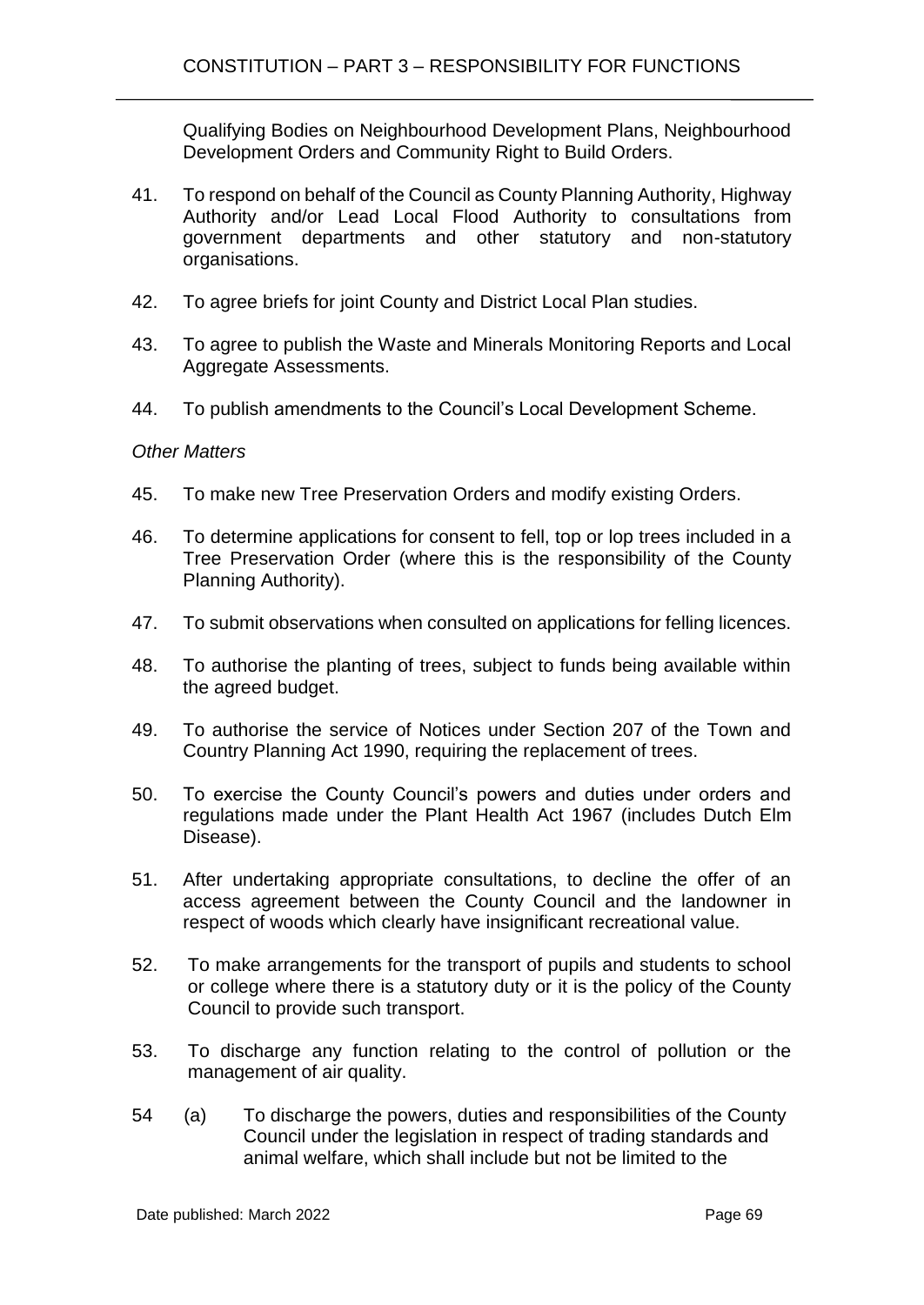Qualifying Bodies on Neighbourhood Development Plans, Neighbourhood Development Orders and Community Right to Build Orders.

41. To respond on behalf of the Council as County Planning Authority, Highway Authority and/or Lead Local Flood Authority to consultations from government departments and other statutory and non-statutory organisations.

42. To agree briefs for joint County and District Local Plan studies.

43. To agree to publish the Waste and Minerals Monitoring Reports and Local Aggregate Assessments.

44. To publish amendments to the Council's Local Development Scheme.

*Other Matters*

45. To make new Tree Preservation Orders and modify existing Orders.

46. To determine applications for consent to fell, top or lop trees included in a Tree Preservation Order (where this is the responsibility of the County Planning Authority).

47. To submit observations when consulted on applications for felling licences.

48. To authorise the planting of trees, subject to funds being available within the agreed budget.

49. To authorise the service of Notices under Section 207 of the Town and Country Planning Act 1990, requiring the replacement of trees.

50. To exercise the County Council's powers and duties under orders and regulations made under the Plant Health Act 1967 (includes Dutch Elm Disease).

51. After undertaking appropriate consultations, to decline the offer of an access agreement between the County Council and the landowner in respect of woods which clearly have insignificant recreational value.

52. To make arrangements for the transport of pupils and students to school or college where there is a statutory duty or it is the policy of the County Council to provide such transport.

53. To discharge any function relating to the control of pollution or the management of air quality.

54 (a) To discharge the powers, duties and responsibilities of the County Council under the legislation in respect of trading standards and animal welfare, which shall include but not be limited to the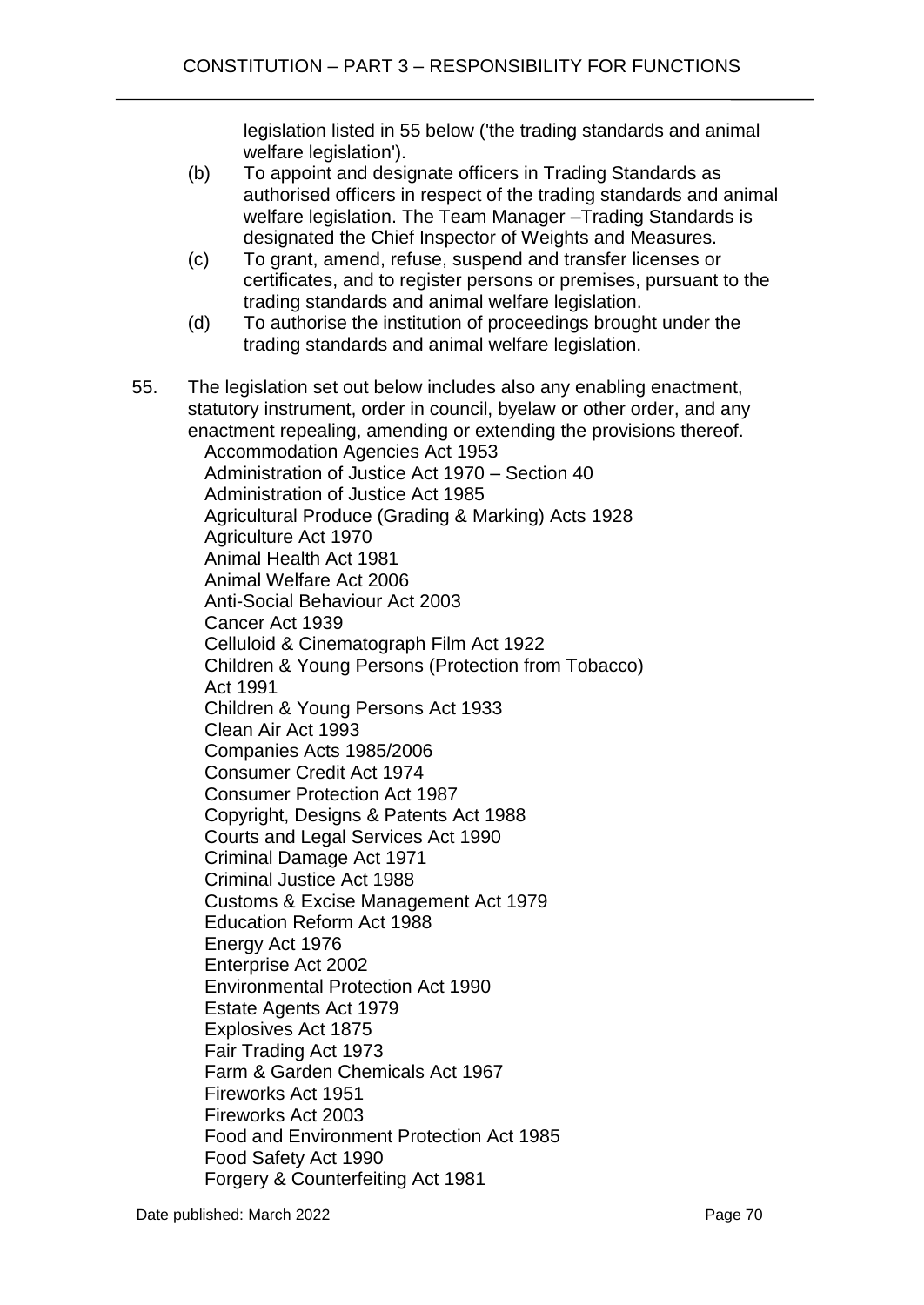legislation listed in 55 below ('the trading standards and animal welfare legislation').

(b) To appoint and designate officers in Trading Standards as authorised officers in respect of the trading standards and animal welfare legislation. The Team Manager –Trading Standards is designated the Chief Inspector of Weights and Measures.

(c) To grant, amend, refuse, suspend and transfer licenses or certificates, and to register persons or premises, pursuant to the trading standards and animal welfare legislation.

(d) To authorise the institution of proceedings brought under the trading standards and animal welfare legislation.

55. The legislation set out below includes also any enabling enactment, statutory instrument, order in council, byelaw or other order, and any enactment repealing, amending or extending the provisions thereof.

Accommodation Agencies Act 1953
Administration of Justice Act 1970 – Section 40
Administration of Justice Act 1985
Agricultural Produce (Grading & Marking) Acts 1928
Agriculture Act 1970
Animal Health Act 1981
Animal Welfare Act 2006
Anti-Social Behaviour Act 2003
Cancer Act 1939
Celluloid & Cinematograph Film Act 1922
Children & Young Persons (Protection from Tobacco) Act 1991
Children & Young Persons Act 1933
Clean Air Act 1993
Companies Acts 1985/2006
Consumer Credit Act 1974
Consumer Protection Act 1987
Copyright, Designs & Patents Act 1988
Courts and Legal Services Act 1990
Criminal Damage Act 1971
Criminal Justice Act 1988
Customs & Excise Management Act 1979
Education Reform Act 1988
Energy Act 1976
Enterprise Act 2002
Environmental Protection Act 1990
Estate Agents Act 1979
Explosives Act 1875
Fair Trading Act 1973
Farm & Garden Chemicals Act 1967
Fireworks Act 1951
Fireworks Act 2003
Food and Environment Protection Act 1985
Food Safety Act 1990
Forgery & Counterfeiting Act 1981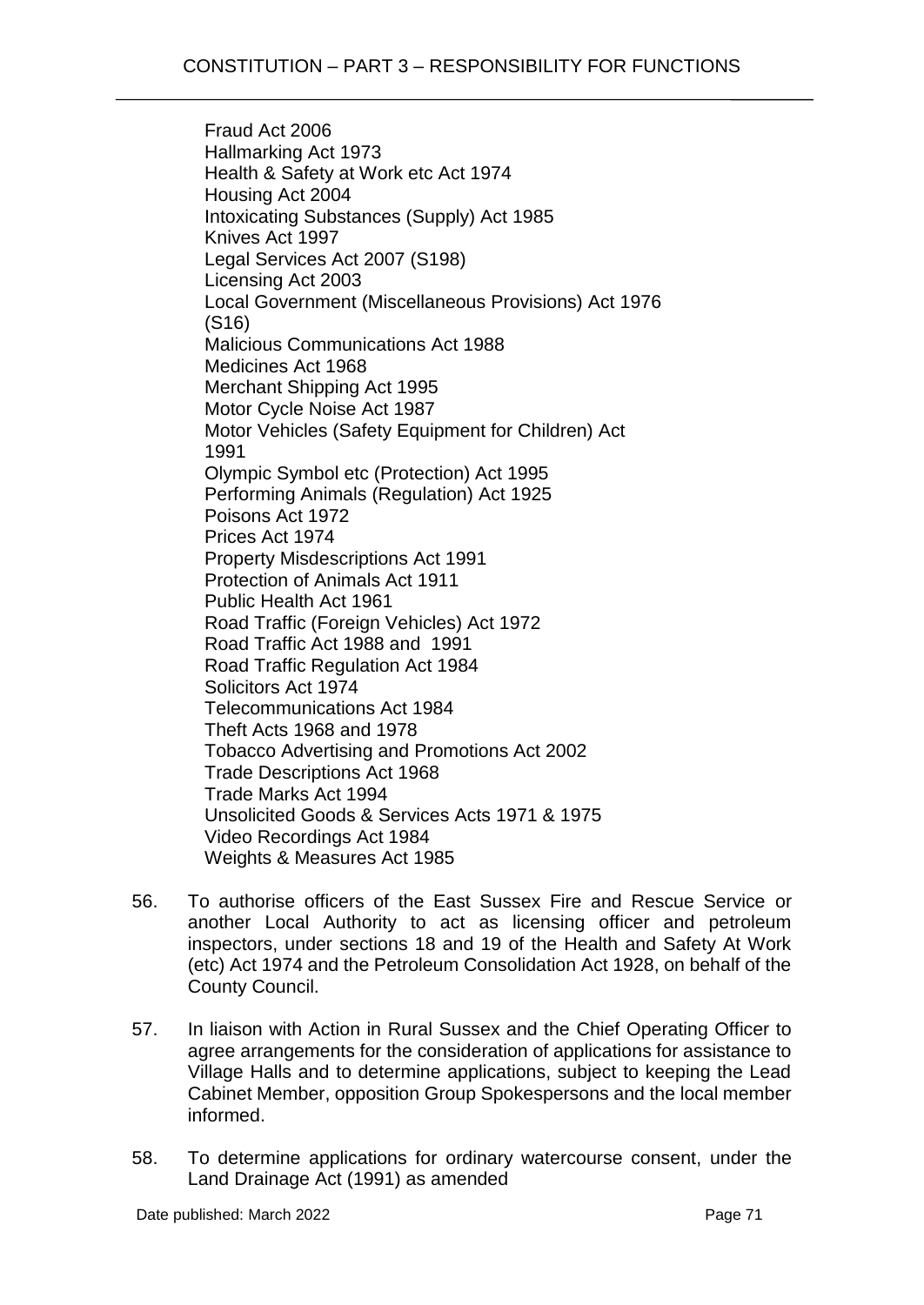Fraud Act 2006
Hallmarking Act 1973
Health & Safety at Work etc Act 1974
Housing Act 2004
Intoxicating Substances (Supply) Act 1985
Knives Act 1997
Legal Services Act 2007 (S198)
Licensing Act 2003
Local Government (Miscellaneous Provisions) Act 1976 (S16)
Malicious Communications Act 1988
Medicines Act 1968
Merchant Shipping Act 1995
Motor Cycle Noise Act 1987
Motor Vehicles (Safety Equipment for Children) Act 1991
Olympic Symbol etc (Protection) Act 1995
Performing Animals (Regulation) Act 1925
Poisons Act 1972
Prices Act 1974
Property Misdescriptions Act 1991
Protection of Animals Act 1911
Public Health Act 1961
Road Traffic (Foreign Vehicles) Act 1972
Road Traffic Act 1988 and 1991
Road Traffic Regulation Act 1984
Solicitors Act 1974
Telecommunications Act 1984
Theft Acts 1968 and 1978
Tobacco Advertising and Promotions Act 2002
Trade Descriptions Act 1968
Trade Marks Act 1994
Unsolicited Goods & Services Acts 1971 & 1975
Video Recordings Act 1984
Weights & Measures Act 1985

56. To authorise officers of the East Sussex Fire and Rescue Service or another Local Authority to act as licensing officer and petroleum inspectors, under sections 18 and 19 of the Health and Safety At Work (etc) Act 1974 and the Petroleum Consolidation Act 1928, on behalf of the County Council.

57. In liaison with Action in Rural Sussex and the Chief Operating Officer to agree arrangements for the consideration of applications for assistance to Village Halls and to determine applications, subject to keeping the Lead Cabinet Member, opposition Group Spokespersons and the local member informed.

58. To determine applications for ordinary watercourse consent, under the Land Drainage Act (1991) as amended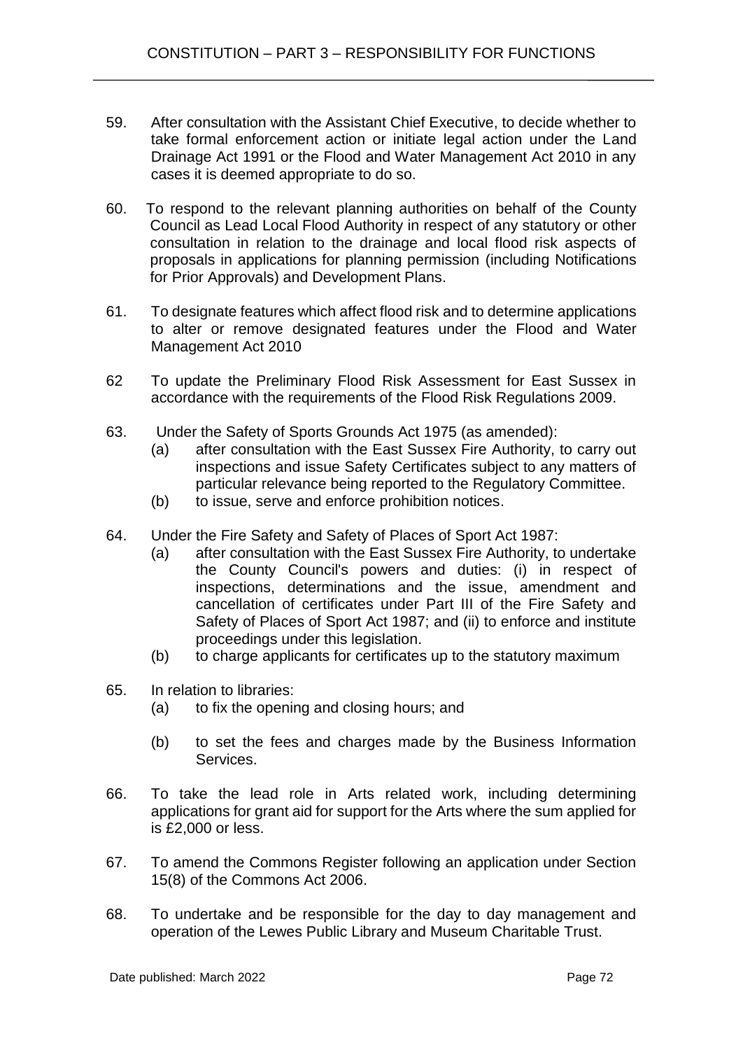59. After consultation with the Assistant Chief Executive, to decide whether to take formal enforcement action or initiate legal action under the Land Drainage Act 1991 or the Flood and Water Management Act 2010 in any cases it is deemed appropriate to do so.

60. To respond to the relevant planning authorities on behalf of the County Council as Lead Local Flood Authority in respect of any statutory or other consultation in relation to the drainage and local flood risk aspects of proposals in applications for planning permission (including Notifications for Prior Approvals) and Development Plans.

61. To designate features which affect flood risk and to determine applications to alter or remove designated features under the Flood and Water Management Act 2010

62 To update the Preliminary Flood Risk Assessment for East Sussex in accordance with the requirements of the Flood Risk Regulations 2009.

63. Under the Safety of Sports Grounds Act 1975 (as amended):
    (a) after consultation with the East Sussex Fire Authority, to carry out inspections and issue Safety Certificates subject to any matters of particular relevance being reported to the Regulatory Committee.
    (b) to issue, serve and enforce prohibition notices.

64. Under the Fire Safety and Safety of Places of Sport Act 1987:
    (a) after consultation with the East Sussex Fire Authority, to undertake the County Council's powers and duties: (i) in respect of inspections, determinations and the issue, amendment and cancellation of certificates under Part III of the Fire Safety and Safety of Places of Sport Act 1987; and (ii) to enforce and institute proceedings under this legislation.
    (b) to charge applicants for certificates up to the statutory maximum

65. In relation to libraries:
    (a) to fix the opening and closing hours; and
    (b) to set the fees and charges made by the Business Information Services.

66. To take the lead role in Arts related work, including determining applications for grant aid for support for the Arts where the sum applied for is £2,000 or less.

67. To amend the Commons Register following an application under Section 15(8) of the Commons Act 2006.

68. To undertake and be responsible for the day to day management and operation of the Lewes Public Library and Museum Charitable Trust.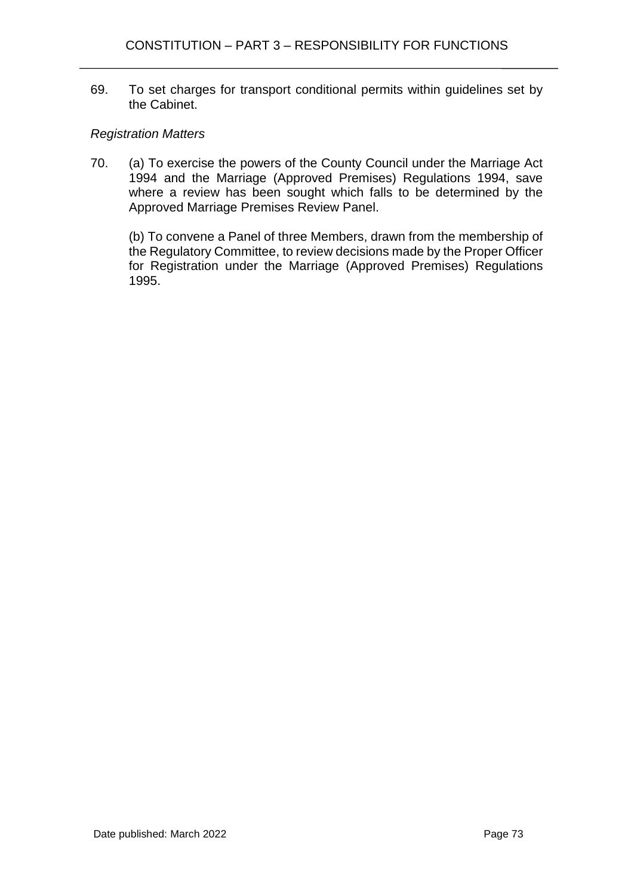69. To set charges for transport conditional permits within guidelines set by the Cabinet.

*Registration Matters*

70. (a) To exercise the powers of the County Council under the Marriage Act 1994 and the Marriage (Approved Premises) Regulations 1994, save where a review has been sought which falls to be determined by the Approved Marriage Premises Review Panel.

    (b) To convene a Panel of three Members, drawn from the membership of the Regulatory Committee, to review decisions made by the Proper Officer for Registration under the Marriage (Approved Premises) Regulations 1995.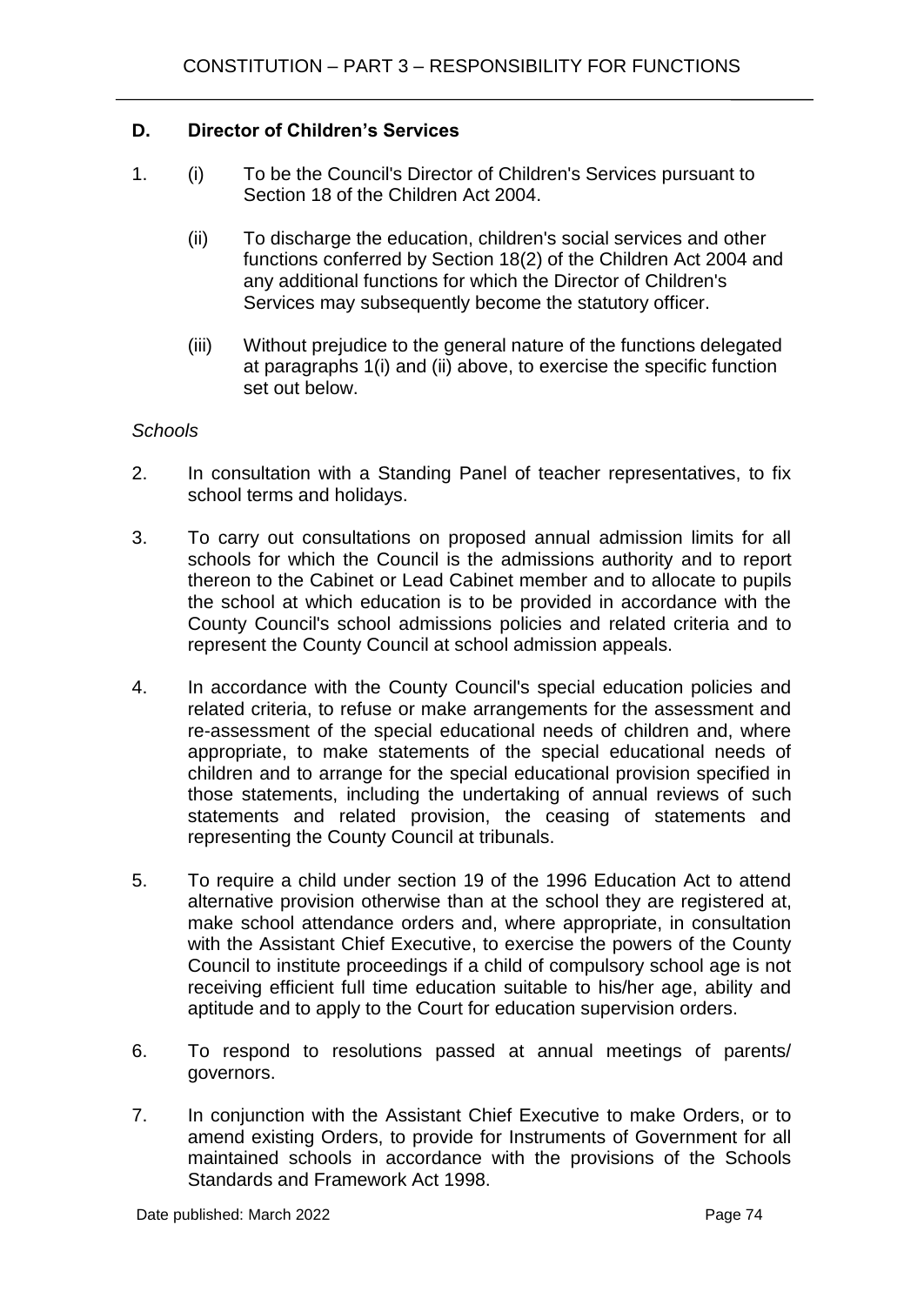## D. Director of Children's Services

1. (i) To be the Council's Director of Children's Services pursuant to Section 18 of the Children Act 2004.

   (ii) To discharge the education, children's social services and other functions conferred by Section 18(2) of the Children Act 2004 and any additional functions for which the Director of Children's Services may subsequently become the statutory officer.

   (iii) Without prejudice to the general nature of the functions delegated at paragraphs 1(i) and (ii) above, to exercise the specific function set out below.

*Schools*

2. In consultation with a Standing Panel of teacher representatives, to fix school terms and holidays.

3. To carry out consultations on proposed annual admission limits for all schools for which the Council is the admissions authority and to report thereon to the Cabinet or Lead Cabinet member and to allocate to pupils the school at which education is to be provided in accordance with the County Council's school admissions policies and related criteria and to represent the County Council at school admission appeals.

4. In accordance with the County Council's special education policies and related criteria, to refuse or make arrangements for the assessment and re-assessment of the special educational needs of children and, where appropriate, to make statements of the special educational needs of children and to arrange for the special educational provision specified in those statements, including the undertaking of annual reviews of such statements and related provision, the ceasing of statements and representing the County Council at tribunals.

5. To require a child under section 19 of the 1996 Education Act to attend alternative provision otherwise than at the school they are registered at, make school attendance orders and, where appropriate, in consultation with the Assistant Chief Executive, to exercise the powers of the County Council to institute proceedings if a child of compulsory school age is not receiving efficient full time education suitable to his/her age, ability and aptitude and to apply to the Court for education supervision orders.

6. To respond to resolutions passed at annual meetings of parents/ governors.

7. In conjunction with the Assistant Chief Executive to make Orders, or to amend existing Orders, to provide for Instruments of Government for all maintained schools in accordance with the provisions of the Schools Standards and Framework Act 1998.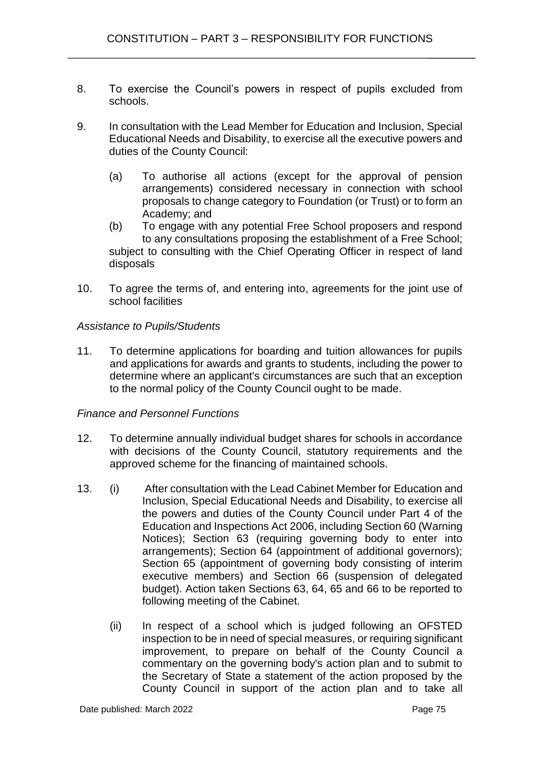8. To exercise the Council's powers in respect of pupils excluded from schools.

9. In consultation with the Lead Member for Education and Inclusion, Special Educational Needs and Disability, to exercise all the executive powers and duties of the County Council:

   (a) To authorise all actions (except for the approval of pension arrangements) considered necessary in connection with school proposals to change category to Foundation (or Trust) or to form an Academy; and

   (b) To engage with any potential Free School proposers and respond to any consultations proposing the establishment of a Free School;

   subject to consulting with the Chief Operating Officer in respect of land disposals

10. To agree the terms of, and entering into, agreements for the joint use of school facilities

*Assistance to Pupils/Students*

11. To determine applications for boarding and tuition allowances for pupils and applications for awards and grants to students, including the power to determine where an applicant's circumstances are such that an exception to the normal policy of the County Council ought to be made.

*Finance and Personnel Functions*

12. To determine annually individual budget shares for schools in accordance with decisions of the County Council, statutory requirements and the approved scheme for the financing of maintained schools.

13. (i) After consultation with the Lead Cabinet Member for Education and Inclusion, Special Educational Needs and Disability, to exercise all the powers and duties of the County Council under Part 4 of the Education and Inspections Act 2006, including Section 60 (Warning Notices); Section 63 (requiring governing body to enter into arrangements); Section 64 (appointment of additional governors); Section 65 (appointment of governing body consisting of interim executive members) and Section 66 (suspension of delegated budget). Action taken Sections 63, 64, 65 and 66 to be reported to following meeting of the Cabinet.

    (ii) In respect of a school which is judged following an OFSTED inspection to be in need of special measures, or requiring significant improvement, to prepare on behalf of the County Council a commentary on the governing body's action plan and to submit to the Secretary of State a statement of the action proposed by the County Council in support of the action plan and to take all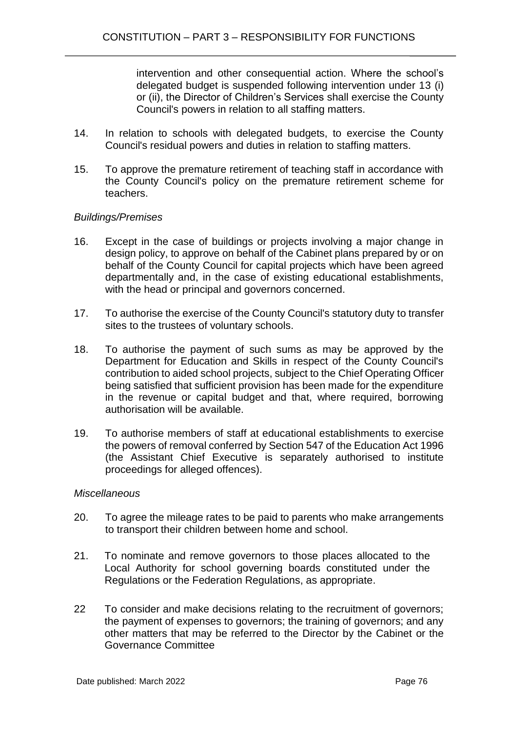intervention and other consequential action. Where the school's delegated budget is suspended following intervention under 13 (i) or (ii), the Director of Children's Services shall exercise the County Council's powers in relation to all staffing matters.

14. In relation to schools with delegated budgets, to exercise the County Council's residual powers and duties in relation to staffing matters.

15. To approve the premature retirement of teaching staff in accordance with the County Council's policy on the premature retirement scheme for teachers.

*Buildings/Premises*

16. Except in the case of buildings or projects involving a major change in design policy, to approve on behalf of the Cabinet plans prepared by or on behalf of the County Council for capital projects which have been agreed departmentally and, in the case of existing educational establishments, with the head or principal and governors concerned.

17. To authorise the exercise of the County Council's statutory duty to transfer sites to the trustees of voluntary schools.

18. To authorise the payment of such sums as may be approved by the Department for Education and Skills in respect of the County Council's contribution to aided school projects, subject to the Chief Operating Officer being satisfied that sufficient provision has been made for the expenditure in the revenue or capital budget and that, where required, borrowing authorisation will be available.

19. To authorise members of staff at educational establishments to exercise the powers of removal conferred by Section 547 of the Education Act 1996 (the Assistant Chief Executive is separately authorised to institute proceedings for alleged offences).

*Miscellaneous*

20. To agree the mileage rates to be paid to parents who make arrangements to transport their children between home and school.

21. To nominate and remove governors to those places allocated to the Local Authority for school governing boards constituted under the Regulations or the Federation Regulations, as appropriate.

22 To consider and make decisions relating to the recruitment of governors; the payment of expenses to governors; the training of governors; and any other matters that may be referred to the Director by the Cabinet or the Governance Committee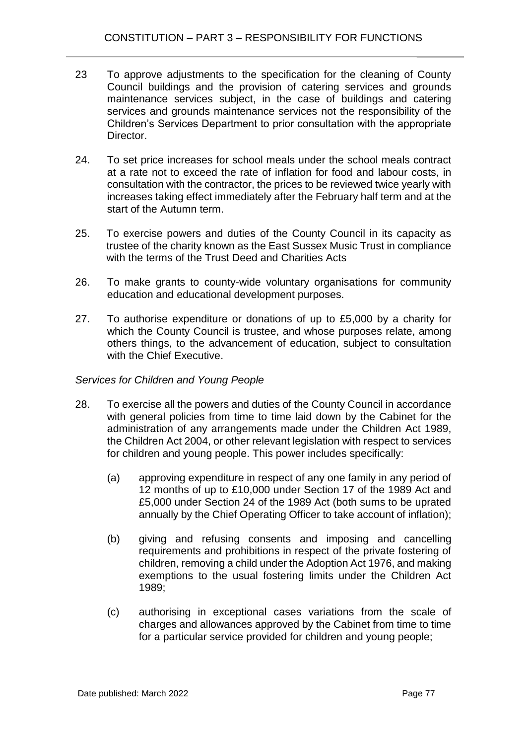23 To approve adjustments to the specification for the cleaning of County Council buildings and the provision of catering services and grounds maintenance services subject, in the case of buildings and catering services and grounds maintenance services not the responsibility of the Children's Services Department to prior consultation with the appropriate Director.

24. To set price increases for school meals under the school meals contract at a rate not to exceed the rate of inflation for food and labour costs, in consultation with the contractor, the prices to be reviewed twice yearly with increases taking effect immediately after the February half term and at the start of the Autumn term.

25. To exercise powers and duties of the County Council in its capacity as trustee of the charity known as the East Sussex Music Trust in compliance with the terms of the Trust Deed and Charities Acts

26. To make grants to county-wide voluntary organisations for community education and educational development purposes.

27. To authorise expenditure or donations of up to £5,000 by a charity for which the County Council is trustee, and whose purposes relate, among others things, to the advancement of education, subject to consultation with the Chief Executive.

*Services for Children and Young People*

28. To exercise all the powers and duties of the County Council in accordance with general policies from time to time laid down by the Cabinet for the administration of any arrangements made under the Children Act 1989, the Children Act 2004, or other relevant legislation with respect to services for children and young people. This power includes specifically:

    (a) approving expenditure in respect of any one family in any period of 12 months of up to £10,000 under Section 17 of the 1989 Act and £5,000 under Section 24 of the 1989 Act (both sums to be uprated annually by the Chief Operating Officer to take account of inflation);

    (b) giving and refusing consents and imposing and cancelling requirements and prohibitions in respect of the private fostering of children, removing a child under the Adoption Act 1976, and making exemptions to the usual fostering limits under the Children Act 1989;

    (c) authorising in exceptional cases variations from the scale of charges and allowances approved by the Cabinet from time to time for a particular service provided for children and young people;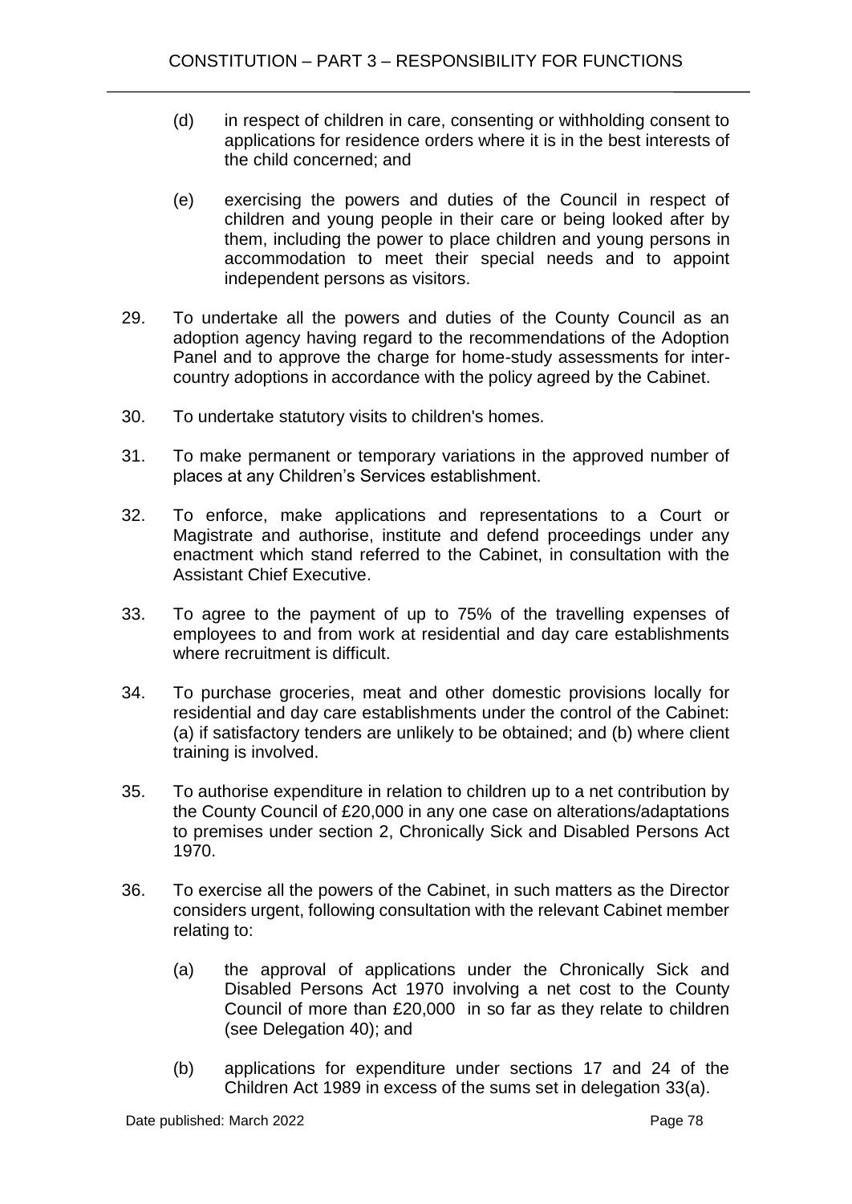(d) in respect of children in care, consenting or withholding consent to applications for residence orders where it is in the best interests of the child concerned; and

(e) exercising the powers and duties of the Council in respect of children and young people in their care or being looked after by them, including the power to place children and young persons in accommodation to meet their special needs and to appoint independent persons as visitors.

29. To undertake all the powers and duties of the County Council as an adoption agency having regard to the recommendations of the Adoption Panel and to approve the charge for home-study assessments for inter-country adoptions in accordance with the policy agreed by the Cabinet.

30. To undertake statutory visits to children's homes.

31. To make permanent or temporary variations in the approved number of places at any Children's Services establishment.

32. To enforce, make applications and representations to a Court or Magistrate and authorise, institute and defend proceedings under any enactment which stand referred to the Cabinet, in consultation with the Assistant Chief Executive.

33. To agree to the payment of up to 75% of the travelling expenses of employees to and from work at residential and day care establishments where recruitment is difficult.

34. To purchase groceries, meat and other domestic provisions locally for residential and day care establishments under the control of the Cabinet: (a) if satisfactory tenders are unlikely to be obtained; and (b) where client training is involved.

35. To authorise expenditure in relation to children up to a net contribution by the County Council of £20,000 in any one case on alterations/adaptations to premises under section 2, Chronically Sick and Disabled Persons Act 1970.

36. To exercise all the powers of the Cabinet, in such matters as the Director considers urgent, following consultation with the relevant Cabinet member relating to:

(a) the approval of applications under the Chronically Sick and Disabled Persons Act 1970 involving a net cost to the County Council of more than £20,000 in so far as they relate to children (see Delegation 40); and

(b) applications for expenditure under sections 17 and 24 of the Children Act 1989 in excess of the sums set in delegation 33(a).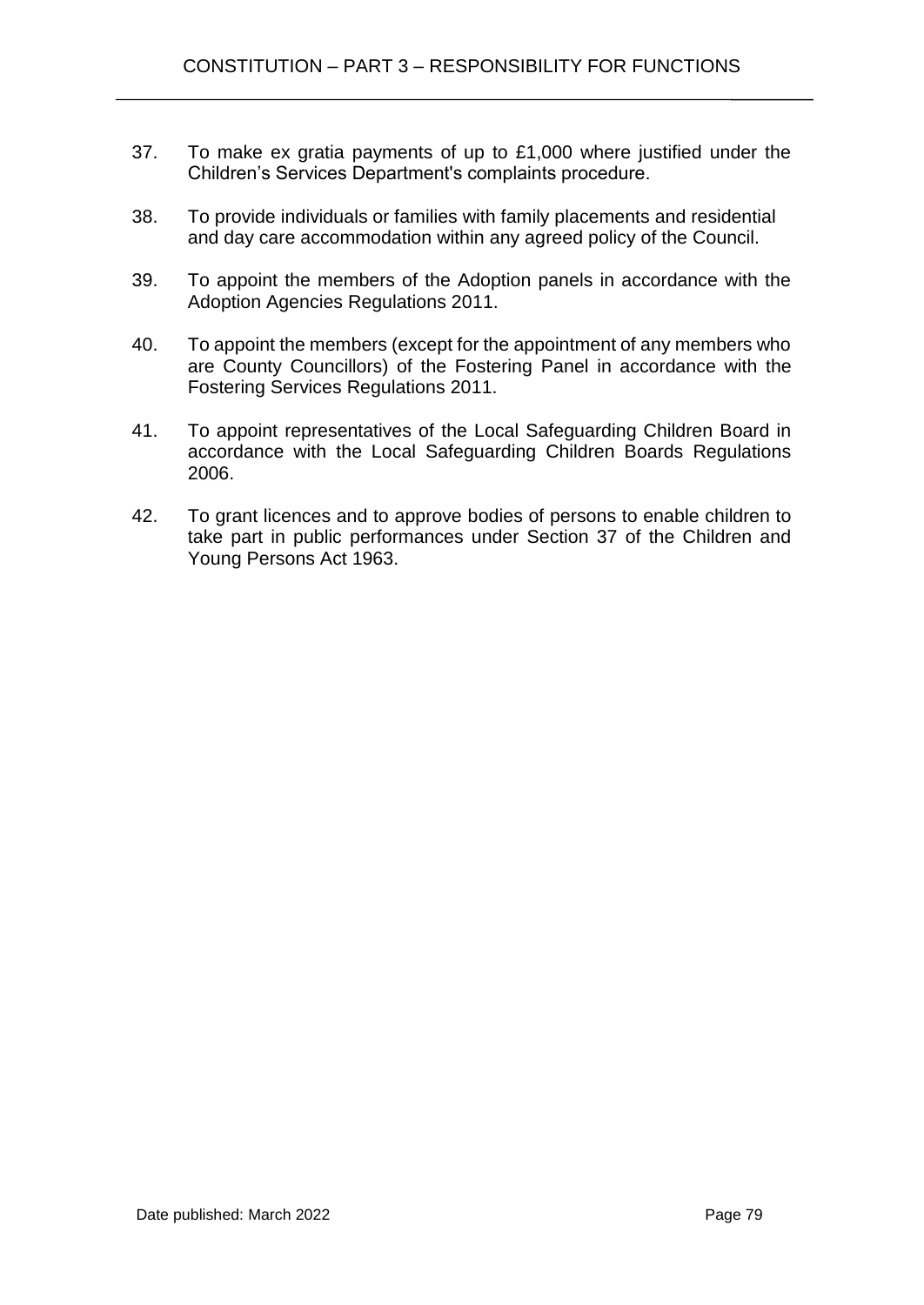37. To make ex gratia payments of up to £1,000 where justified under the Children's Services Department's complaints procedure.

38. To provide individuals or families with family placements and residential and day care accommodation within any agreed policy of the Council.

39. To appoint the members of the Adoption panels in accordance with the Adoption Agencies Regulations 2011.

40. To appoint the members (except for the appointment of any members who are County Councillors) of the Fostering Panel in accordance with the Fostering Services Regulations 2011.

41. To appoint representatives of the Local Safeguarding Children Board in accordance with the Local Safeguarding Children Boards Regulations 2006.

42. To grant licences and to approve bodies of persons to enable children to take part in public performances under Section 37 of the Children and Young Persons Act 1963.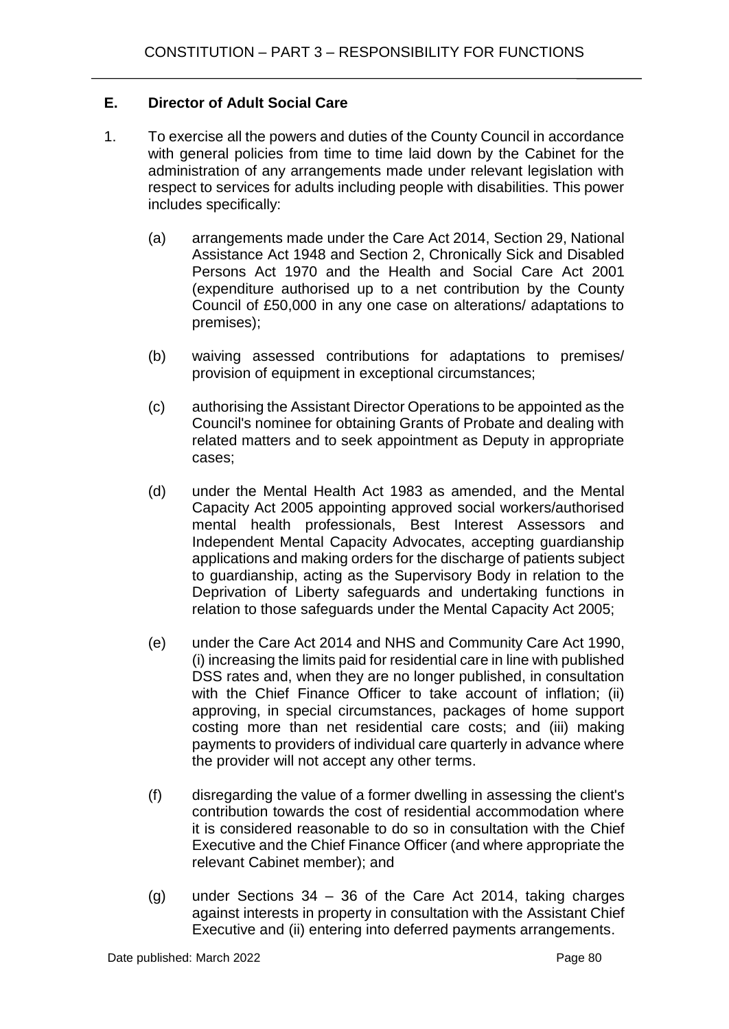## E. Director of Adult Social Care

1. To exercise all the powers and duties of the County Council in accordance with general policies from time to time laid down by the Cabinet for the administration of any arrangements made under relevant legislation with respect to services for adults including people with disabilities. This power includes specifically:

   (a) arrangements made under the Care Act 2014, Section 29, National Assistance Act 1948 and Section 2, Chronically Sick and Disabled Persons Act 1970 and the Health and Social Care Act 2001 (expenditure authorised up to a net contribution by the County Council of £50,000 in any one case on alterations/ adaptations to premises);

   (b) waiving assessed contributions for adaptations to premises/ provision of equipment in exceptional circumstances;

   (c) authorising the Assistant Director Operations to be appointed as the Council's nominee for obtaining Grants of Probate and dealing with related matters and to seek appointment as Deputy in appropriate cases;

   (d) under the Mental Health Act 1983 as amended, and the Mental Capacity Act 2005 appointing approved social workers/authorised mental health professionals, Best Interest Assessors and Independent Mental Capacity Advocates, accepting guardianship applications and making orders for the discharge of patients subject to guardianship, acting as the Supervisory Body in relation to the Deprivation of Liberty safeguards and undertaking functions in relation to those safeguards under the Mental Capacity Act 2005;

   (e) under the Care Act 2014 and NHS and Community Care Act 1990, (i) increasing the limits paid for residential care in line with published DSS rates and, when they are no longer published, in consultation with the Chief Finance Officer to take account of inflation; (ii) approving, in special circumstances, packages of home support costing more than net residential care costs; and (iii) making payments to providers of individual care quarterly in advance where the provider will not accept any other terms.

   (f) disregarding the value of a former dwelling in assessing the client's contribution towards the cost of residential accommodation where it is considered reasonable to do so in consultation with the Chief Executive and the Chief Finance Officer (and where appropriate the relevant Cabinet member); and

   (g) under Sections 34 – 36 of the Care Act 2014, taking charges against interests in property in consultation with the Assistant Chief Executive and (ii) entering into deferred payments arrangements.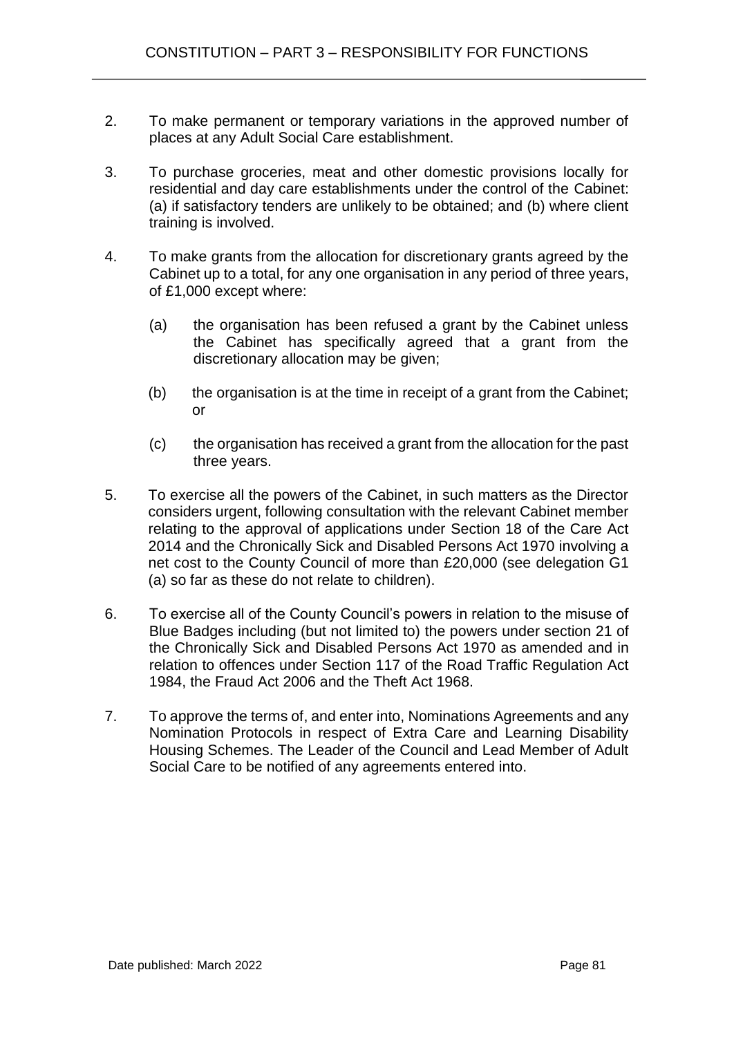2. To make permanent or temporary variations in the approved number of places at any Adult Social Care establishment.

3. To purchase groceries, meat and other domestic provisions locally for residential and day care establishments under the control of the Cabinet: (a) if satisfactory tenders are unlikely to be obtained; and (b) where client training is involved.

4. To make grants from the allocation for discretionary grants agreed by the Cabinet up to a total, for any one organisation in any period of three years, of £1,000 except where:

   (a) the organisation has been refused a grant by the Cabinet unless the Cabinet has specifically agreed that a grant from the discretionary allocation may be given;

   (b) the organisation is at the time in receipt of a grant from the Cabinet; or

   (c) the organisation has received a grant from the allocation for the past three years.

5. To exercise all the powers of the Cabinet, in such matters as the Director considers urgent, following consultation with the relevant Cabinet member relating to the approval of applications under Section 18 of the Care Act 2014 and the Chronically Sick and Disabled Persons Act 1970 involving a net cost to the County Council of more than £20,000 (see delegation G1 (a) so far as these do not relate to children).

6. To exercise all of the County Council's powers in relation to the misuse of Blue Badges including (but not limited to) the powers under section 21 of the Chronically Sick and Disabled Persons Act 1970 as amended and in relation to offences under Section 117 of the Road Traffic Regulation Act 1984, the Fraud Act 2006 and the Theft Act 1968.

7. To approve the terms of, and enter into, Nominations Agreements and any Nomination Protocols in respect of Extra Care and Learning Disability Housing Schemes. The Leader of the Council and Lead Member of Adult Social Care to be notified of any agreements entered into.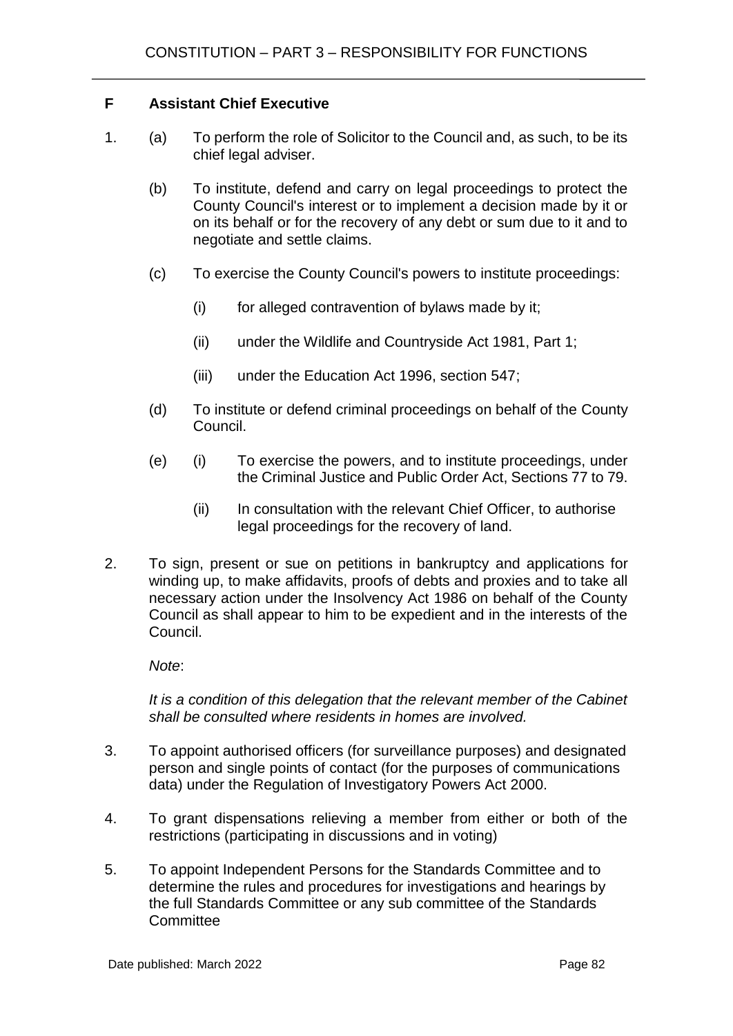## F Assistant Chief Executive

1. (a) To perform the role of Solicitor to the Council and, as such, to be its chief legal adviser.

   (b) To institute, defend and carry on legal proceedings to protect the County Council's interest or to implement a decision made by it or on its behalf or for the recovery of any debt or sum due to it and to negotiate and settle claims.

   (c) To exercise the County Council's powers to institute proceedings:

   (i) for alleged contravention of bylaws made by it;

   (ii) under the Wildlife and Countryside Act 1981, Part 1;

   (iii) under the Education Act 1996, section 547;

   (d) To institute or defend criminal proceedings on behalf of the County Council.

   (e) (i) To exercise the powers, and to institute proceedings, under the Criminal Justice and Public Order Act, Sections 77 to 79.

   (ii) In consultation with the relevant Chief Officer, to authorise legal proceedings for the recovery of land.

2. To sign, present or sue on petitions in bankruptcy and applications for winding up, to make affidavits, proofs of debts and proxies and to take all necessary action under the Insolvency Act 1986 on behalf of the County Council as shall appear to him to be expedient and in the interests of the Council.

   *Note*:

   *It is a condition of this delegation that the relevant member of the Cabinet shall be consulted where residents in homes are involved.*

3. To appoint authorised officers (for surveillance purposes) and designated person and single points of contact (for the purposes of communications data) under the Regulation of Investigatory Powers Act 2000.

4. To grant dispensations relieving a member from either or both of the restrictions (participating in discussions and in voting)

5. To appoint Independent Persons for the Standards Committee and to determine the rules and procedures for investigations and hearings by the full Standards Committee or any sub committee of the Standards Committee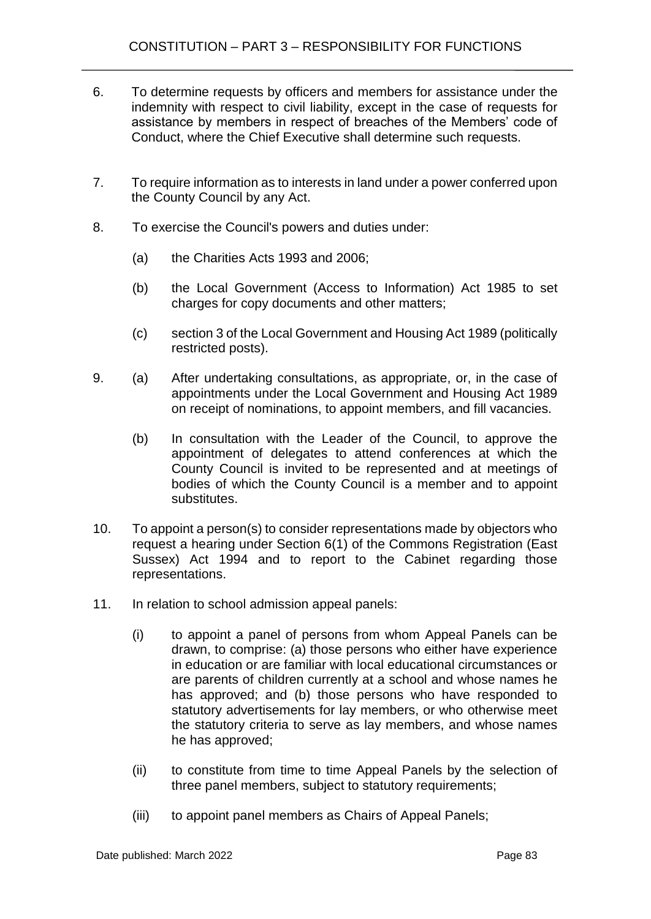6. To determine requests by officers and members for assistance under the indemnity with respect to civil liability, except in the case of requests for assistance by members in respect of breaches of the Members' code of Conduct, where the Chief Executive shall determine such requests.

7. To require information as to interests in land under a power conferred upon the County Council by any Act.

8. To exercise the Council's powers and duties under:

   (a) the Charities Acts 1993 and 2006;

   (b) the Local Government (Access to Information) Act 1985 to set charges for copy documents and other matters;

   (c) section 3 of the Local Government and Housing Act 1989 (politically restricted posts).

9. (a) After undertaking consultations, as appropriate, or, in the case of appointments under the Local Government and Housing Act 1989 on receipt of nominations, to appoint members, and fill vacancies.

   (b) In consultation with the Leader of the Council, to approve the appointment of delegates to attend conferences at which the County Council is invited to be represented and at meetings of bodies of which the County Council is a member and to appoint substitutes.

10. To appoint a person(s) to consider representations made by objectors who request a hearing under Section 6(1) of the Commons Registration (East Sussex) Act 1994 and to report to the Cabinet regarding those representations.

11. In relation to school admission appeal panels:

    (i) to appoint a panel of persons from whom Appeal Panels can be drawn, to comprise: (a) those persons who either have experience in education or are familiar with local educational circumstances or are parents of children currently at a school and whose names he has approved; and (b) those persons who have responded to statutory advertisements for lay members, or who otherwise meet the statutory criteria to serve as lay members, and whose names he has approved;

    (ii) to constitute from time to time Appeal Panels by the selection of three panel members, subject to statutory requirements;

    (iii) to appoint panel members as Chairs of Appeal Panels;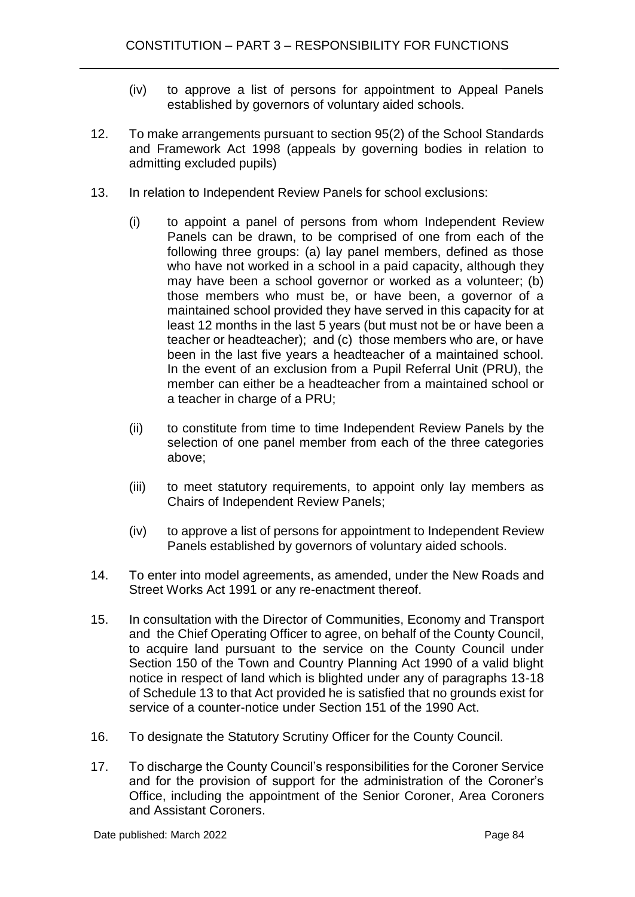(iv) to approve a list of persons for appointment to Appeal Panels established by governors of voluntary aided schools.

12. To make arrangements pursuant to section 95(2) of the School Standards and Framework Act 1998 (appeals by governing bodies in relation to admitting excluded pupils)

13. In relation to Independent Review Panels for school exclusions:

    (i) to appoint a panel of persons from whom Independent Review Panels can be drawn, to be comprised of one from each of the following three groups: (a) lay panel members, defined as those who have not worked in a school in a paid capacity, although they may have been a school governor or worked as a volunteer; (b) those members who must be, or have been, a governor of a maintained school provided they have served in this capacity for at least 12 months in the last 5 years (but must not be or have been a teacher or headteacher); and (c) those members who are, or have been in the last five years a headteacher of a maintained school. In the event of an exclusion from a Pupil Referral Unit (PRU), the member can either be a headteacher from a maintained school or a teacher in charge of a PRU;

    (ii) to constitute from time to time Independent Review Panels by the selection of one panel member from each of the three categories above;

    (iii) to meet statutory requirements, to appoint only lay members as Chairs of Independent Review Panels;

    (iv) to approve a list of persons for appointment to Independent Review Panels established by governors of voluntary aided schools.

14. To enter into model agreements, as amended, under the New Roads and Street Works Act 1991 or any re-enactment thereof.

15. In consultation with the Director of Communities, Economy and Transport and the Chief Operating Officer to agree, on behalf of the County Council, to acquire land pursuant to the service on the County Council under Section 150 of the Town and Country Planning Act 1990 of a valid blight notice in respect of land which is blighted under any of paragraphs 13-18 of Schedule 13 to that Act provided he is satisfied that no grounds exist for service of a counter-notice under Section 151 of the 1990 Act.

16. To designate the Statutory Scrutiny Officer for the County Council.

17. To discharge the County Council's responsibilities for the Coroner Service and for the provision of support for the administration of the Coroner's Office, including the appointment of the Senior Coroner, Area Coroners and Assistant Coroners.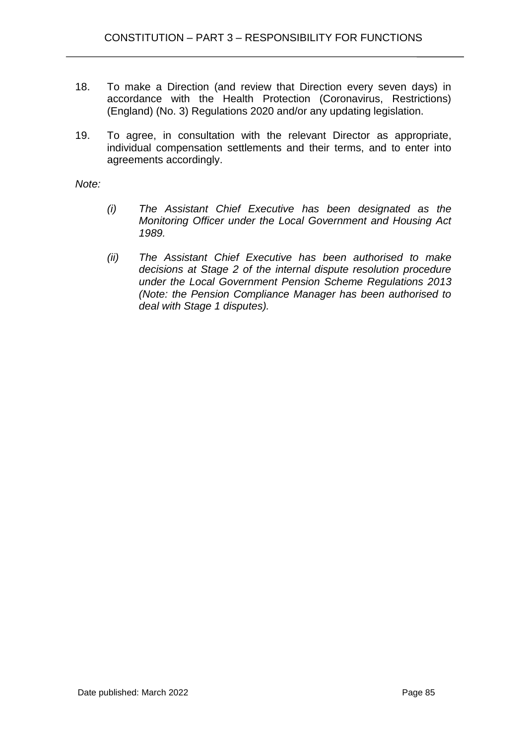18. To make a Direction (and review that Direction every seven days) in accordance with the Health Protection (Coronavirus, Restrictions) (England) (No. 3) Regulations 2020 and/or any updating legislation.

19. To agree, in consultation with the relevant Director as appropriate, individual compensation settlements and their terms, and to enter into agreements accordingly.

*Note:*

*(i) The Assistant Chief Executive has been designated as the Monitoring Officer under the Local Government and Housing Act 1989.*

*(ii) The Assistant Chief Executive has been authorised to make decisions at Stage 2 of the internal dispute resolution procedure under the Local Government Pension Scheme Regulations 2013 (Note: the Pension Compliance Manager has been authorised to deal with Stage 1 disputes).*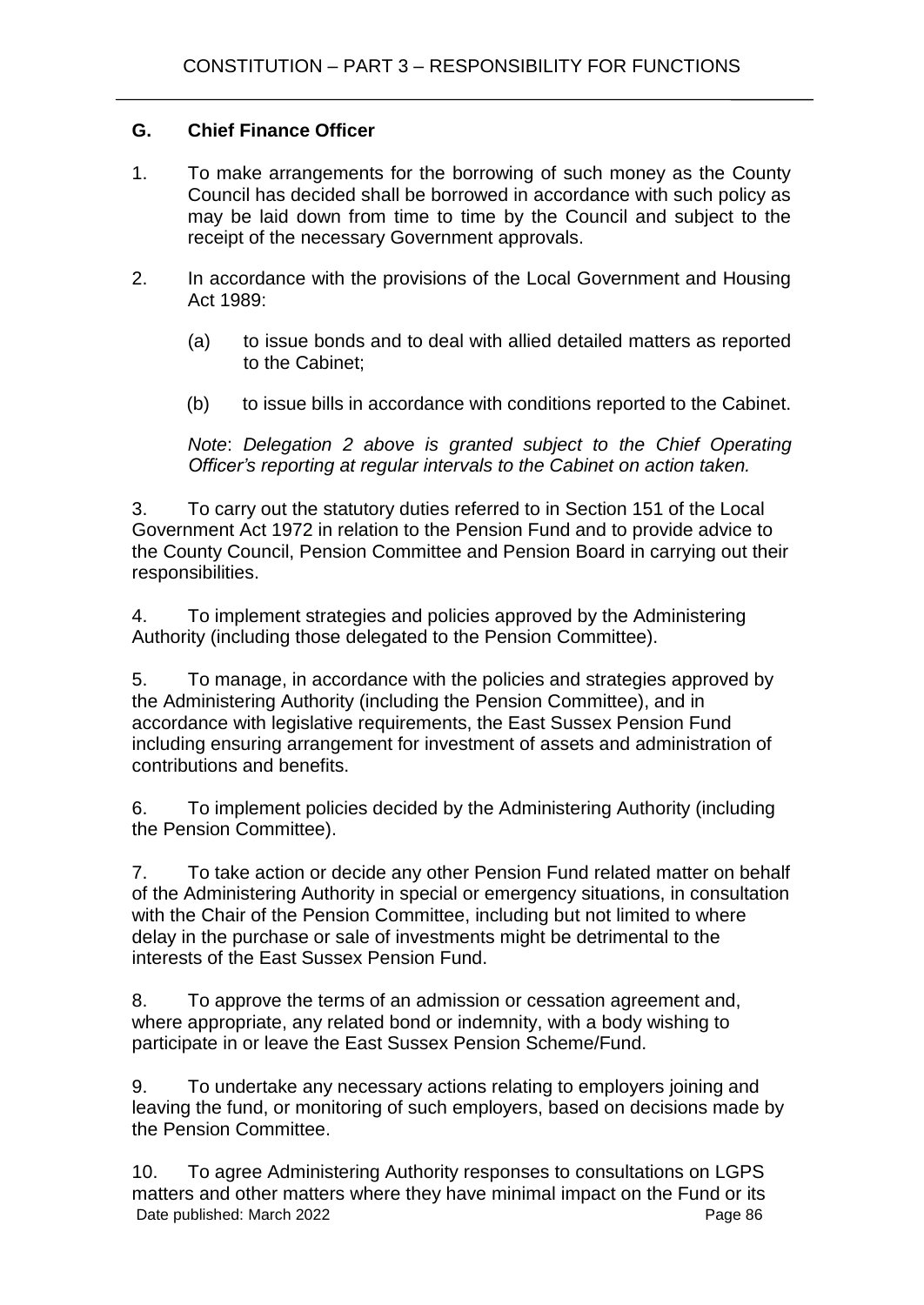## G. Chief Finance Officer

1. To make arrangements for the borrowing of such money as the County Council has decided shall be borrowed in accordance with such policy as may be laid down from time to time by the Council and subject to the receipt of the necessary Government approvals.

2. In accordance with the provisions of the Local Government and Housing Act 1989:

   (a) to issue bonds and to deal with allied detailed matters as reported to the Cabinet;

   (b) to issue bills in accordance with conditions reported to the Cabinet.

   *Note*: *Delegation 2 above is granted subject to the Chief Operating Officer's reporting at regular intervals to the Cabinet on action taken.*

3. To carry out the statutory duties referred to in Section 151 of the Local Government Act 1972 in relation to the Pension Fund and to provide advice to the County Council, Pension Committee and Pension Board in carrying out their responsibilities.

4. To implement strategies and policies approved by the Administering Authority (including those delegated to the Pension Committee).

5. To manage, in accordance with the policies and strategies approved by the Administering Authority (including the Pension Committee), and in accordance with legislative requirements, the East Sussex Pension Fund including ensuring arrangement for investment of assets and administration of contributions and benefits.

6. To implement policies decided by the Administering Authority (including the Pension Committee).

7. To take action or decide any other Pension Fund related matter on behalf of the Administering Authority in special or emergency situations, in consultation with the Chair of the Pension Committee, including but not limited to where delay in the purchase or sale of investments might be detrimental to the interests of the East Sussex Pension Fund.

8. To approve the terms of an admission or cessation agreement and, where appropriate, any related bond or indemnity, with a body wishing to participate in or leave the East Sussex Pension Scheme/Fund.

9. To undertake any necessary actions relating to employers joining and leaving the fund, or monitoring of such employers, based on decisions made by the Pension Committee.

10. To agree Administering Authority responses to consultations on LGPS matters and other matters where they have minimal impact on the Fund or its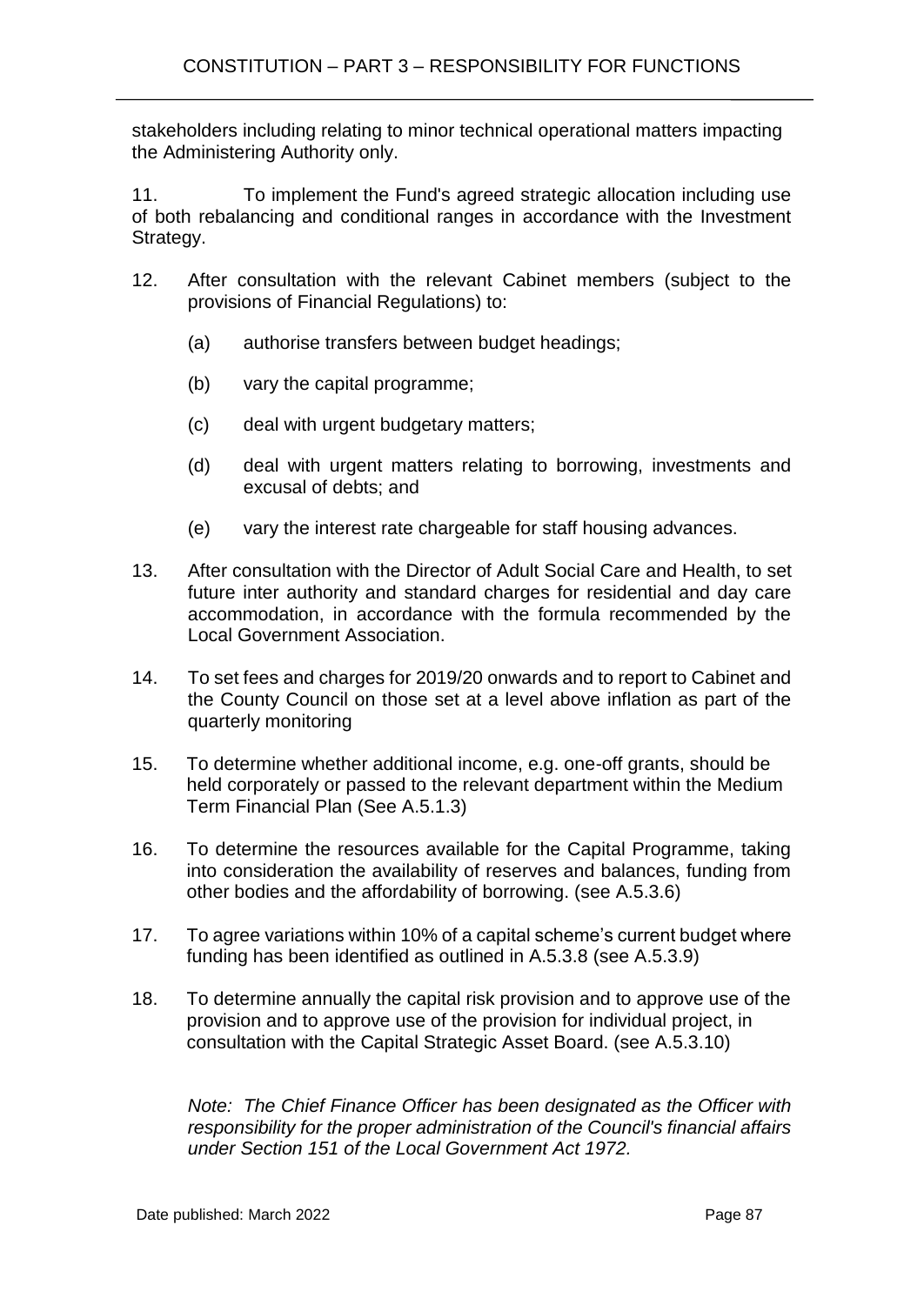stakeholders including relating to minor technical operational matters impacting the Administering Authority only.

11. To implement the Fund's agreed strategic allocation including use of both rebalancing and conditional ranges in accordance with the Investment Strategy.

12. After consultation with the relevant Cabinet members (subject to the provisions of Financial Regulations) to:

    (a) authorise transfers between budget headings;

    (b) vary the capital programme;

    (c) deal with urgent budgetary matters;

    (d) deal with urgent matters relating to borrowing, investments and excusal of debts; and

    (e) vary the interest rate chargeable for staff housing advances.

13. After consultation with the Director of Adult Social Care and Health, to set future inter authority and standard charges for residential and day care accommodation, in accordance with the formula recommended by the Local Government Association.

14. To set fees and charges for 2019/20 onwards and to report to Cabinet and the County Council on those set at a level above inflation as part of the quarterly monitoring

15. To determine whether additional income, e.g. one-off grants, should be held corporately or passed to the relevant department within the Medium Term Financial Plan (See A.5.1.3)

16. To determine the resources available for the Capital Programme, taking into consideration the availability of reserves and balances, funding from other bodies and the affordability of borrowing. (see A.5.3.6)

17. To agree variations within 10% of a capital scheme's current budget where funding has been identified as outlined in A.5.3.8 (see A.5.3.9)

18. To determine annually the capital risk provision and to approve use of the provision and to approve use of the provision for individual project, in consultation with the Capital Strategic Asset Board. (see A.5.3.10)

*Note: The Chief Finance Officer has been designated as the Officer with responsibility for the proper administration of the Council's financial affairs under Section 151 of the Local Government Act 1972.*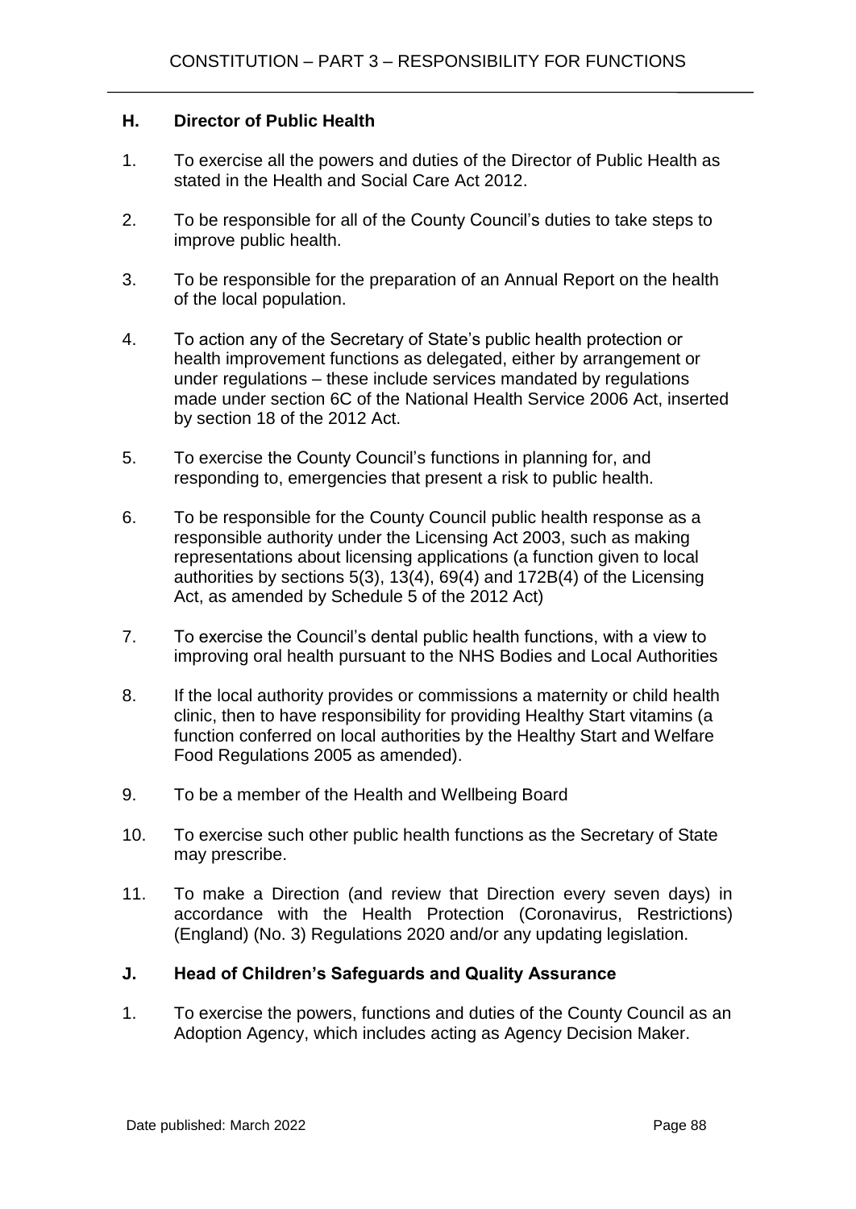## H. Director of Public Health

1. To exercise all the powers and duties of the Director of Public Health as stated in the Health and Social Care Act 2012.

2. To be responsible for all of the County Council's duties to take steps to improve public health.

3. To be responsible for the preparation of an Annual Report on the health of the local population.

4. To action any of the Secretary of State's public health protection or health improvement functions as delegated, either by arrangement or under regulations – these include services mandated by regulations made under section 6C of the National Health Service 2006 Act, inserted by section 18 of the 2012 Act.

5. To exercise the County Council's functions in planning for, and responding to, emergencies that present a risk to public health.

6. To be responsible for the County Council public health response as a responsible authority under the Licensing Act 2003, such as making representations about licensing applications (a function given to local authorities by sections 5(3), 13(4), 69(4) and 172B(4) of the Licensing Act, as amended by Schedule 5 of the 2012 Act)

7. To exercise the Council's dental public health functions, with a view to improving oral health pursuant to the NHS Bodies and Local Authorities

8. If the local authority provides or commissions a maternity or child health clinic, then to have responsibility for providing Healthy Start vitamins (a function conferred on local authorities by the Healthy Start and Welfare Food Regulations 2005 as amended).

9. To be a member of the Health and Wellbeing Board

10. To exercise such other public health functions as the Secretary of State may prescribe.

11. To make a Direction (and review that Direction every seven days) in accordance with the Health Protection (Coronavirus, Restrictions) (England) (No. 3) Regulations 2020 and/or any updating legislation.

## J. Head of Children's Safeguards and Quality Assurance

1. To exercise the powers, functions and duties of the County Council as an Adoption Agency, which includes acting as Agency Decision Maker.